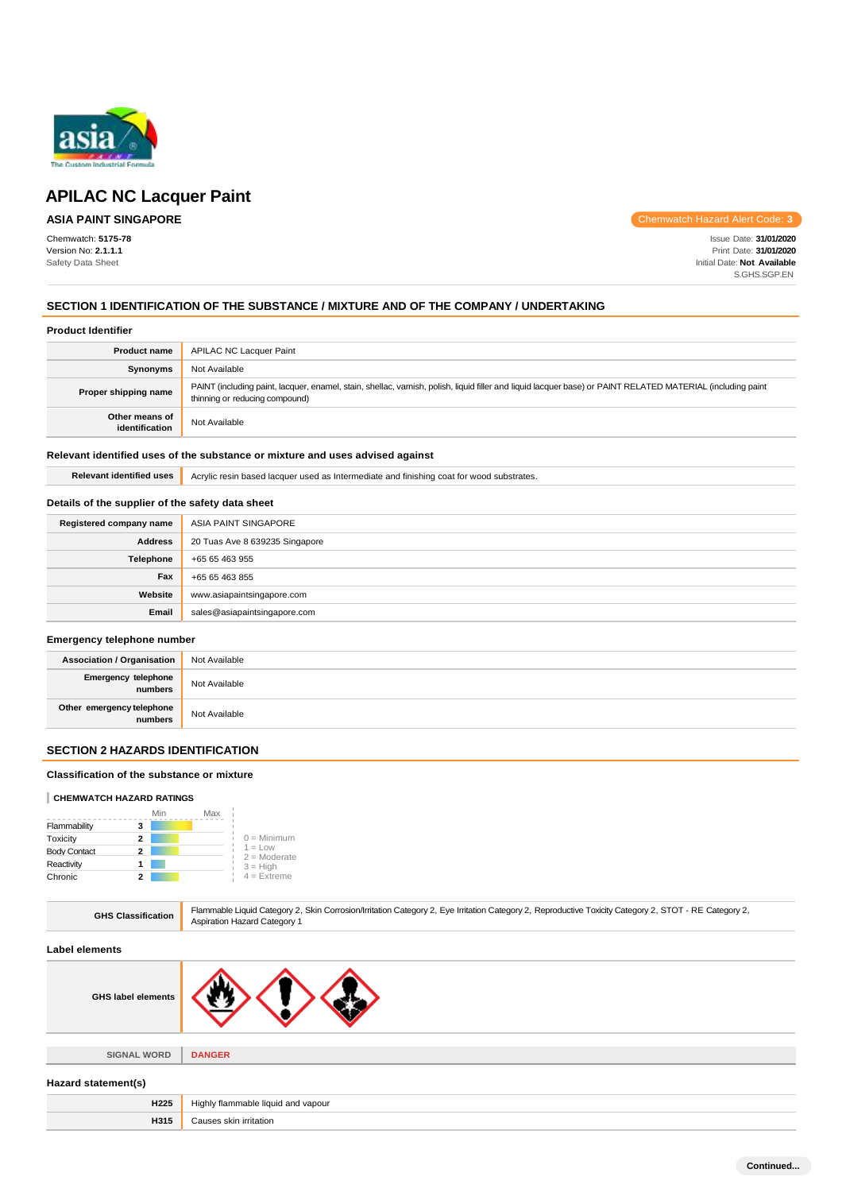# APILAC NC Lacquer Paint

**ASIA PAINT SINGAPORE**

Chemwatch Hazard Alert Code: **3**

Chemwatch: **5175-78**
Version No: **2.1.1.1**
Safety Data Sheet

Issue Date: **31/01/2020**
Print Date: **31/01/2020**
Initial Date: **Not Available**
S.GHS.SGP.EN

## SECTION 1 IDENTIFICATION OF THE SUBSTANCE / MIXTURE AND OF THE COMPANY / UNDERTAKING

### Product Identifier

| | |
|---|---|
| **Product name** | APILAC NC Lacquer Paint |
| **Synonyms** | Not Available |
| **Proper shipping name** | PAINT (including paint, lacquer, enamel, stain, shellac, varnish, polish, liquid filler and liquid lacquer base) or PAINT RELATED MATERIAL (including paint thinning or reducing compound) |
| **Other means of identification** | Not Available |

### Relevant identified uses of the substance or mixture and uses advised against

| | |
|---|---|
| **Relevant identified uses** | Acrylic resin based lacquer used as Intermediate and finishing coat for wood substrates. |

### Details of the supplier of the safety data sheet

| | |
|---|---|
| **Registered company name** | ASIA PAINT SINGAPORE |
| **Address** | 20 Tuas Ave 8 639235 Singapore |
| **Telephone** | +65 65 463 955 |
| **Fax** | +65 65 463 855 |
| **Website** | www.asiapaintsingapore.com |
| **Email** | sales@asiapaintsingapore.com |

### Emergency telephone number

| | |
|---|---|
| **Association / Organisation** | Not Available |
| **Emergency telephone numbers** | Not Available |
| **Other emergency telephone numbers** | Not Available |

## SECTION 2 HAZARDS IDENTIFICATION

### Classification of the substance or mixture

**CHEMWATCH HAZARD RATINGS**

| | Rating |
|---|---|
| Flammability | 3 |
| Toxicity | 2 |
| Body Contact | 2 |
| Reactivity | 1 |
| Chronic | 2 |

0 = Minimum
1 = Low
2 = Moderate
3 = High
4 = Extreme

| | |
|---|---|
| **GHS Classification** | Flammable Liquid Category 2, Skin Corrosion/Irritation Category 2, Eye Irritation Category 2, Reproductive Toxicity Category 2, STOT - RE Category 2, Aspiration Hazard Category 1 |

### Label elements

| | |
|---|---|
| **GHS label elements** | |
| **SIGNAL WORD** | **DANGER** |

### Hazard statement(s)

| | |
|---|---|
| **H225** | Highly flammable liquid and vapour |
| **H315** | Causes skin irritation |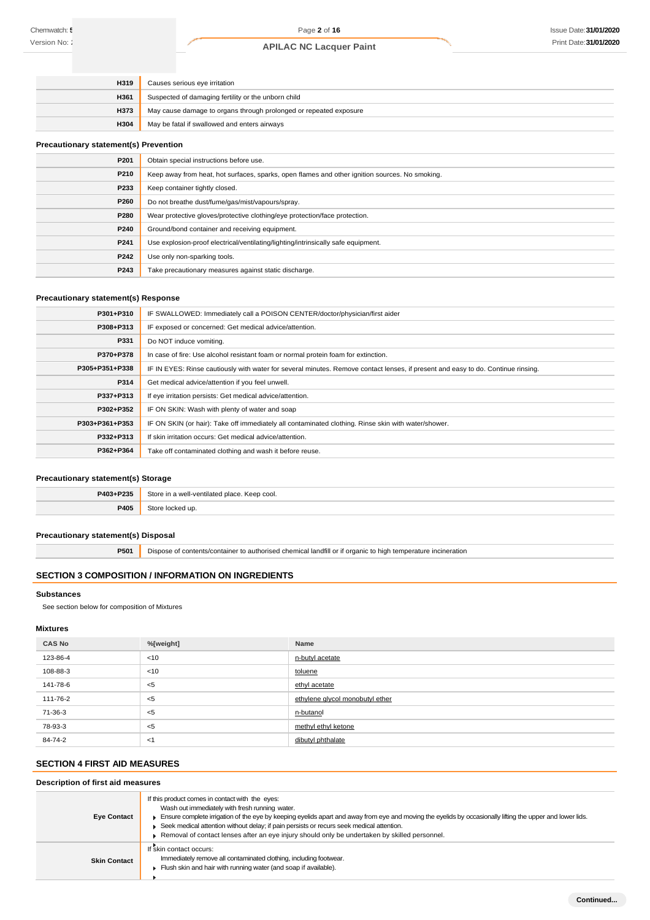| | |
|---|---|
| H319 | Causes serious eye irritation |
| H361 | Suspected of damaging fertility or the unborn child |
| H373 | May cause damage to organs through prolonged or repeated exposure |
| H304 | May be fatal if swallowed and enters airways |

### Precautionary statement(s) Prevention

| | |
|---|---|
| P201 | Obtain special instructions before use. |
| P210 | Keep away from heat, hot surfaces, sparks, open flames and other ignition sources. No smoking. |
| P233 | Keep container tightly closed. |
| P260 | Do not breathe dust/fume/gas/mist/vapours/spray. |
| P280 | Wear protective gloves/protective clothing/eye protection/face protection. |
| P240 | Ground/bond container and receiving equipment. |
| P241 | Use explosion-proof electrical/ventilating/lighting/intrinsically safe equipment. |
| P242 | Use only non-sparking tools. |
| P243 | Take precautionary measures against static discharge. |

### Precautionary statement(s) Response

| | |
|---|---|
| P301+P310 | IF SWALLOWED: Immediately call a POISON CENTER/doctor/physician/first aider |
| P308+P313 | IF exposed or concerned: Get medical advice/attention. |
| P331 | Do NOT induce vomiting. |
| P370+P378 | In case of fire: Use alcohol resistant foam or normal protein foam for extinction. |
| P305+P351+P338 | IF IN EYES: Rinse cautiously with water for several minutes. Remove contact lenses, if present and easy to do. Continue rinsing. |
| P314 | Get medical advice/attention if you feel unwell. |
| P337+P313 | If eye irritation persists: Get medical advice/attention. |
| P302+P352 | IF ON SKIN: Wash with plenty of water and soap |
| P303+P361+P353 | IF ON SKIN (or hair): Take off immediately all contaminated clothing. Rinse skin with water/shower. |
| P332+P313 | If skin irritation occurs: Get medical advice/attention. |
| P362+P364 | Take off contaminated clothing and wash it before reuse. |

### Precautionary statement(s) Storage

| | |
|---|---|
| P403+P235 | Store in a well-ventilated place. Keep cool. |
| P405 | Store locked up. |

### Precautionary statement(s) Disposal

| | |
|---|---|
| P501 | Dispose of contents/container to authorised chemical landfill or if organic to high temperature incineration |

## SECTION 3 COMPOSITION / INFORMATION ON INGREDIENTS

### Substances

See section below for composition of Mixtures

### Mixtures

| CAS No | %[weight] | Name |
|---|---|---|
| 123-86-4 | <10 | n-butyl acetate |
| 108-88-3 | <10 | toluene |
| 141-78-6 | <5 | ethyl acetate |
| 111-76-2 | <5 | ethylene glycol monobutyl ether |
| 71-36-3 | <5 | n-butanol |
| 78-93-3 | <5 | methyl ethyl ketone |
| 84-74-2 | <1 | dibutyl phthalate |

## SECTION 4 FIRST AID MEASURES

### Description of first aid measures

| | |
|---|---|
| Eye Contact | If this product comes in contact with the eyes:<br>Wash out immediately with fresh running water.<br>- Ensure complete irrigation of the eye by keeping eyelids apart and away from eye and moving the eyelids by occasionally lifting the upper and lower lids.<br>- Seek medical attention without delay; if pain persists or recurs seek medical attention.<br>- Removal of contact lenses after an eye injury should only be undertaken by skilled personnel. |
| Skin Contact | If skin contact occurs:<br>Immediately remove all contaminated clothing, including footwear.<br>- Flush skin and hair with running water (and soap if available). |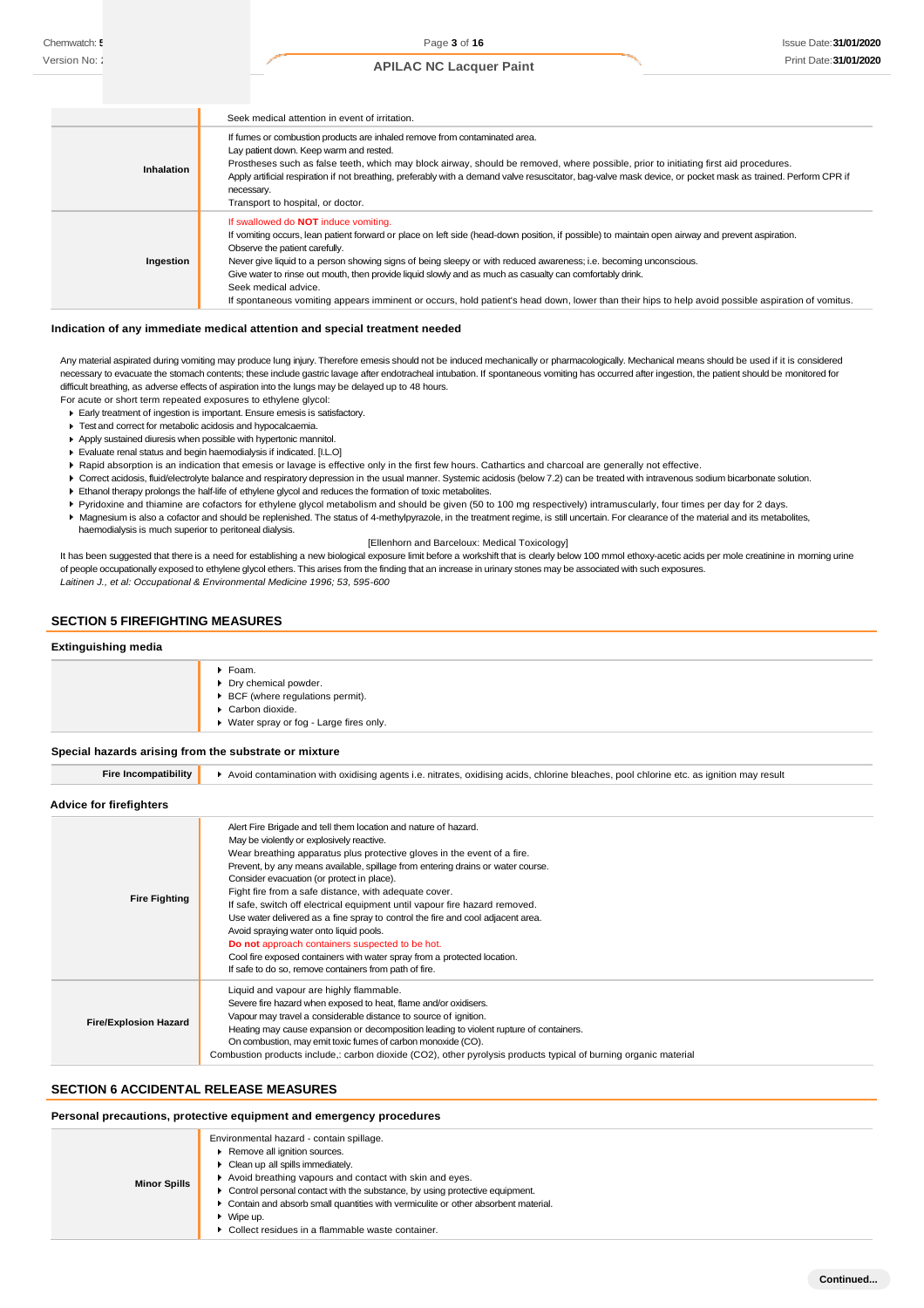| | |
|---|---|
| | Seek medical attention in event of irritation. |
| **Inhalation** | If fumes or combustion products are inhaled remove from contaminated area.<br>Lay patient down. Keep warm and rested.<br>Prostheses such as false teeth, which may block airway, should be removed, where possible, prior to initiating first aid procedures.<br>Apply artificial respiration if not breathing, preferably with a demand valve resuscitator, bag-valve mask device, or pocket mask as trained. Perform CPR if necessary.<br>Transport to hospital, or doctor. |
| **Ingestion** | If swallowed do **NOT** induce vomiting.<br>If vomiting occurs, lean patient forward or place on left side (head-down position, if possible) to maintain open airway and prevent aspiration.<br>Observe the patient carefully.<br>Never give liquid to a person showing signs of being sleepy or with reduced awareness; i.e. becoming unconscious.<br>Give water to rinse out mouth, then provide liquid slowly and as much as casualty can comfortably drink.<br>Seek medical advice.<br>If spontaneous vomiting appears imminent or occurs, hold patient's head down, lower than their hips to help avoid possible aspiration of vomitus. |

### Indication of any immediate medical attention and special treatment needed

Any material aspirated during vomiting may produce lung injury. Therefore emesis should not be induced mechanically or pharmacologically. Mechanical means should be used if it is considered necessary to evacuate the stomach contents; these include gastric lavage after endotracheal intubation. If spontaneous vomiting has occurred after ingestion, the patient should be monitored for difficult breathing, as adverse effects of aspiration into the lungs may be delayed up to 48 hours.

For acute or short term repeated exposures to ethylene glycol:

- Early treatment of ingestion is important. Ensure emesis is satisfactory.
- Test and correct for metabolic acidosis and hypocalcaemia.
- Apply sustained diuresis when possible with hypertonic mannitol.
- Evaluate renal status and begin haemodialysis if indicated. [I.L.O]
- Rapid absorption is an indication that emesis or lavage is effective only in the first few hours. Cathartics and charcoal are generally not effective.
- Correct acidosis, fluid/electrolyte balance and respiratory depression in the usual manner. Systemic acidosis (below 7.2) can be treated with intravenous sodium bicarbonate solution.
- Ethanol therapy prolongs the half-life of ethylene glycol and reduces the formation of toxic metabolites.
- Pyridoxine and thiamine are cofactors for ethylene glycol metabolism and should be given (50 to 100 mg respectively) intramuscularly, four times per day for 2 days.
- Magnesium is also a cofactor and should be replenished. The status of 4-methylpyrazole, in the treatment regime, is still uncertain. For clearance of the material and its metabolites, haemodialysis is much superior to peritoneal dialysis.

[Ellenhorn and Barceloux: Medical Toxicology]

It has been suggested that there is a need for establishing a new biological exposure limit before a workshift that is clearly below 100 mmol ethoxy-acetic acids per mole creatinine in morning urine of people occupationally exposed to ethylene glycol ethers. This arises from the finding that an increase in urinary stones may be associated with such exposures.
*Laitinen J., et al: Occupational & Environmental Medicine 1996; 53, 595-600*

## SECTION 5 FIREFIGHTING MEASURES

### Extinguishing media

- Foam.
- Dry chemical powder.
- BCF (where regulations permit).
- Carbon dioxide.
- Water spray or fog - Large fires only.

### Special hazards arising from the substrate or mixture

| | |
|---|---|
| **Fire Incompatibility** | Avoid contamination with oxidising agents i.e. nitrates, oxidising acids, chlorine bleaches, pool chlorine etc. as ignition may result |

### Advice for firefighters

| | |
|---|---|
| **Fire Fighting** | Alert Fire Brigade and tell them location and nature of hazard.<br>May be violently or explosively reactive.<br>Wear breathing apparatus plus protective gloves in the event of a fire.<br>Prevent, by any means available, spillage from entering drains or water course.<br>Consider evacuation (or protect in place).<br>Fight fire from a safe distance, with adequate cover.<br>If safe, switch off electrical equipment until vapour fire hazard removed.<br>Use water delivered as a fine spray to control the fire and cool adjacent area.<br>Avoid spraying water onto liquid pools.<br>**Do not** approach containers suspected to be hot.<br>Cool fire exposed containers with water spray from a protected location.<br>If safe to do so, remove containers from path of fire. |
| **Fire/Explosion Hazard** | Liquid and vapour are highly flammable.<br>Severe fire hazard when exposed to heat, flame and/or oxidisers.<br>Vapour may travel a considerable distance to source of ignition.<br>Heating may cause expansion or decomposition leading to violent rupture of containers.<br>On combustion, may emit toxic fumes of carbon monoxide (CO).<br>Combustion products include,: carbon dioxide ($CO_2$), other pyrolysis products typical of burning organic material |

## SECTION 6 ACCIDENTAL RELEASE MEASURES

### Personal precautions, protective equipment and emergency procedures

| | |
|---|---|
| **Minor Spills** | Environmental hazard - contain spillage.<br>• Remove all ignition sources.<br>• Clean up all spills immediately.<br>• Avoid breathing vapours and contact with skin and eyes.<br>• Control personal contact with the substance, by using protective equipment.<br>• Contain and absorb small quantities with vermiculite or other absorbent material.<br>• Wipe up.<br>• Collect residues in a flammable waste container. |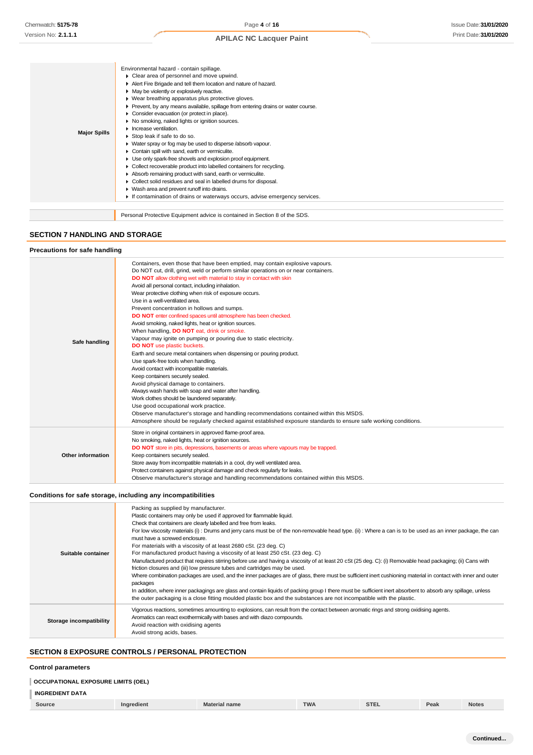| | |
|---|---|
| **Major Spills** | Environmental hazard - contain spillage.<br>▸ Clear area of personnel and move upwind.<br>▸ Alert Fire Brigade and tell them location and nature of hazard.<br>▸ May be violently or explosively reactive.<br>▸ Wear breathing apparatus plus protective gloves.<br>▸ Prevent, by any means available, spillage from entering drains or water course.<br>▸ Consider evacuation (or protect in place).<br>▸ No smoking, naked lights or ignition sources.<br>▸ Increase ventilation.<br>▸ Stop leak if safe to do so.<br>▸ Water spray or fog may be used to disperse /absorb vapour.<br>▸ Contain spill with sand, earth or vermiculite.<br>▸ Use only spark-free shovels and explosion proof equipment.<br>▸ Collect recoverable product into labelled containers for recycling.<br>▸ Absorb remaining product with sand, earth or vermiculite.<br>▸ Collect solid residues and seal in labelled drums for disposal.<br>▸ Wash area and prevent runoff into drains.<br>▸ If contamination of drains or waterways occurs, advise emergency services. |

| | |
|---|---|
| | Personal Protective Equipment advice is contained in Section 8 of the SDS. |

## SECTION 7 HANDLING AND STORAGE

### Precautions for safe handling

| | |
|---|---|
| **Safe handling** | Containers, even those that have been emptied, may contain explosive vapours.<br>Do NOT cut, drill, grind, weld or perform similar operations on or near containers.<br>**DO NOT** allow clothing wet with material to stay in contact with skin<br>Avoid all personal contact, including inhalation.<br>Wear protective clothing when risk of exposure occurs.<br>Use in a well-ventilated area.<br>Prevent concentration in hollows and sumps.<br>**DO NOT** enter confined spaces until atmosphere has been checked.<br>Avoid smoking, naked lights, heat or ignition sources.<br>When handling, **DO NOT** eat, drink or smoke.<br>Vapour may ignite on pumping or pouring due to static electricity.<br>**DO NOT** use plastic buckets.<br>Earth and secure metal containers when dispensing or pouring product.<br>Use spark-free tools when handling.<br>Avoid contact with incompatible materials.<br>Keep containers securely sealed.<br>Avoid physical damage to containers.<br>Always wash hands with soap and water after handling.<br>Work clothes should be laundered separately.<br>Use good occupational work practice.<br>Observe manufacturer's storage and handling recommendations contained within this MSDS.<br>Atmosphere should be regularly checked against established exposure standards to ensure safe working conditions. |
| **Other information** | Store in original containers in approved flame-proof area.<br>No smoking, naked lights, heat or ignition sources.<br>**DO NOT** store in pits, depressions, basements or areas where vapours may be trapped.<br>Keep containers securely sealed.<br>Store away from incompatible materials in a cool, dry well ventilated area.<br>Protect containers against physical damage and check regularly for leaks.<br>Observe manufacturer's storage and handling recommendations contained within this MSDS. |

### Conditions for safe storage, including any incompatibilities

| | |
|---|---|
| **Suitable container** | Packing as supplied by manufacturer.<br>Plastic containers may only be used if approved for flammable liquid.<br>Check that containers are clearly labelled and free from leaks.<br>For low viscosity materials (i) : Drums and jerry cans must be of the non-removable head type. (ii) : Where a can is to be used as an inner package, the can must have a screwed enclosure.<br>For materials with a viscosity of at least 2680 cSt. (23 deg. C)<br>For manufactured product having a viscosity of at least 250 cSt. (23 deg. C)<br>Manufactured product that requires stirring before use and having a viscosity of at least 20 cSt (25 deg. C): (i) Removable head packaging; (ii) Cans with friction closures and (iii) low pressure tubes and cartridges may be used.<br>Where combination packages are used, and the inner packages are of glass, there must be sufficient inert cushioning material in contact with inner and outer packages<br>In addition, where inner packagings are glass and contain liquids of packing group I there must be sufficient inert absorbent to absorb any spillage, unless the outer packaging is a close fitting moulded plastic box and the substances are not incompatible with the plastic. |
| **Storage incompatibility** | Vigorous reactions, sometimes amounting to explosions, can result from the contact between aromatic rings and strong oxidising agents.<br>Aromatics can react exothermically with bases and with diazo compounds.<br>Avoid reaction with oxidising agents<br>Avoid strong acids, bases. |

## SECTION 8 EXPOSURE CONTROLS / PERSONAL PROTECTION

### Control parameters

**OCCUPATIONAL EXPOSURE LIMITS (OEL)**

**INGREDIENT DATA**

| Source | Ingredient | Material name | TWA | STEL | Peak | Notes |
|---|---|---|---|---|---|---|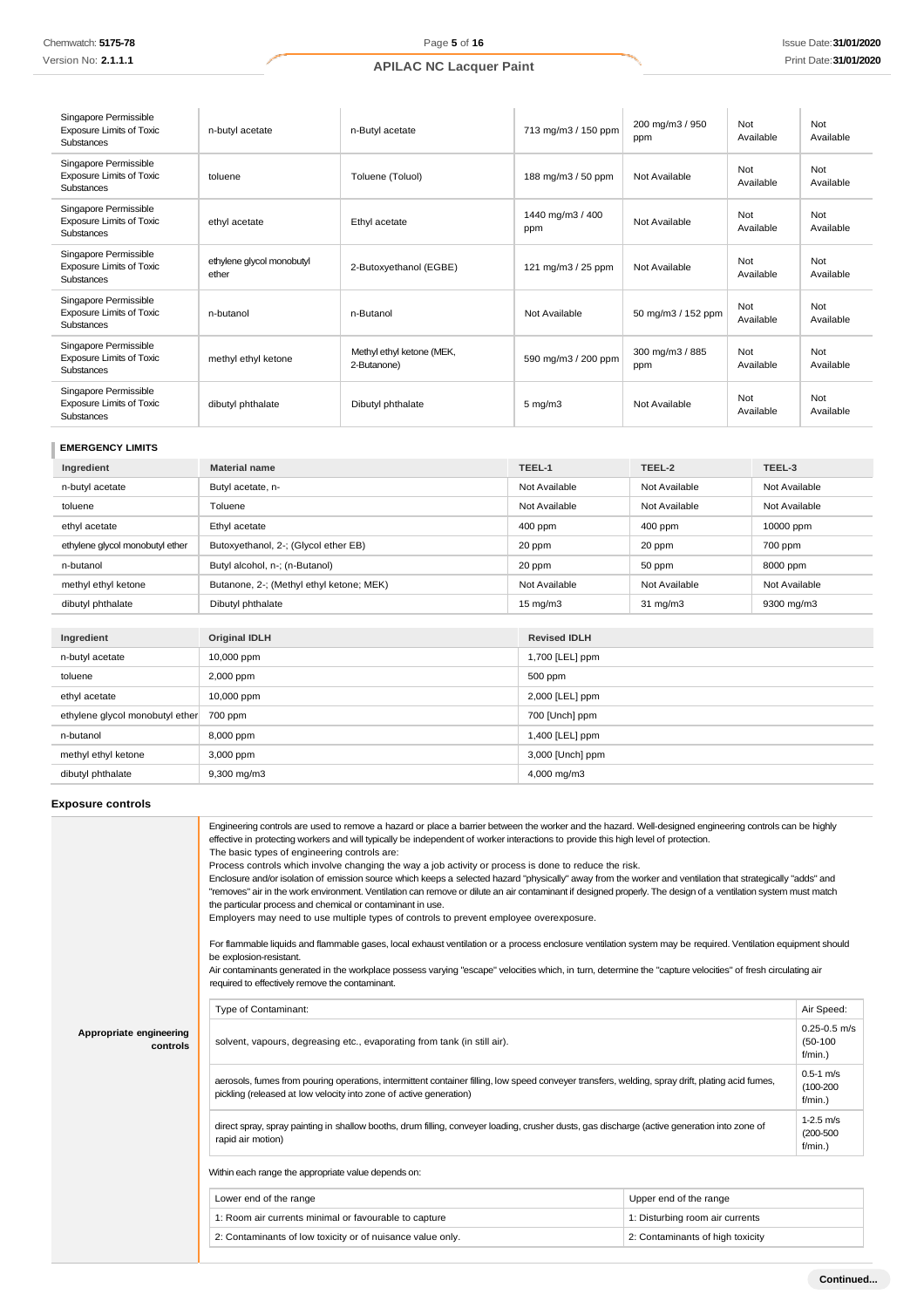| | | | | | | |
|---|---|---|---|---|---|---|
| Singapore Permissible Exposure Limits of Toxic Substances | n-butyl acetate | n-Butyl acetate | 713 mg/m3 / 150 ppm | 200 mg/m3 / 950 ppm | Not Available | Not Available |
| Singapore Permissible Exposure Limits of Toxic Substances | toluene | Toluene (Toluol) | 188 mg/m3 / 50 ppm | Not Available | Not Available | Not Available |
| Singapore Permissible Exposure Limits of Toxic Substances | ethyl acetate | Ethyl acetate | 1440 mg/m3 / 400 ppm | Not Available | Not Available | Not Available |
| Singapore Permissible Exposure Limits of Toxic Substances | ethylene glycol monobutyl ether | 2-Butoxyethanol (EGBE) | 121 mg/m3 / 25 ppm | Not Available | Not Available | Not Available |
| Singapore Permissible Exposure Limits of Toxic Substances | n-butanol | n-Butanol | Not Available | 50 mg/m3 / 152 ppm | Not Available | Not Available |
| Singapore Permissible Exposure Limits of Toxic Substances | methyl ethyl ketone | Methyl ethyl ketone (MEK, 2-Butanone) | 590 mg/m3 / 200 ppm | 300 mg/m3 / 885 ppm | Not Available | Not Available |
| Singapore Permissible Exposure Limits of Toxic Substances | dibutyl phthalate | Dibutyl phthalate | 5 mg/m3 | Not Available | Not Available | Not Available |

**EMERGENCY LIMITS**

| Ingredient | Material name | TEEL-1 | TEEL-2 | TEEL-3 |
|---|---|---|---|---|
| n-butyl acetate | Butyl acetate, n- | Not Available | Not Available | Not Available |
| toluene | Toluene | Not Available | Not Available | Not Available |
| ethyl acetate | Ethyl acetate | 400 ppm | 400 ppm | 10000 ppm |
| ethylene glycol monobutyl ether | Butoxyethanol, 2-; (Glycol ether EB) | 20 ppm | 20 ppm | 700 ppm |
| n-butanol | Butyl alcohol, n-; (n-Butanol) | 20 ppm | 50 ppm | 8000 ppm |
| methyl ethyl ketone | Butanone, 2-; (Methyl ethyl ketone; MEK) | Not Available | Not Available | Not Available |
| dibutyl phthalate | Dibutyl phthalate | 15 mg/m3 | 31 mg/m3 | 9300 mg/m3 |

| Ingredient | Original IDLH | Revised IDLH |
|---|---|---|
| n-butyl acetate | 10,000 ppm | 1,700 [LEL] ppm |
| toluene | 2,000 ppm | 500 ppm |
| ethyl acetate | 10,000 ppm | 2,000 [LEL] ppm |
| ethylene glycol monobutyl ether | 700 ppm | 700 [Unch] ppm |
| n-butanol | 8,000 ppm | 1,400 [LEL] ppm |
| methyl ethyl ketone | 3,000 ppm | 3,000 [Unch] ppm |
| dibutyl phthalate | 9,300 mg/m3 | 4,000 mg/m3 |

### Exposure controls

**Appropriate engineering controls**

Engineering controls are used to remove a hazard or place a barrier between the worker and the hazard. Well-designed engineering controls can be highly effective in protecting workers and will typically be independent of worker interactions to provide this high level of protection.
The basic types of engineering controls are:
Process controls which involve changing the way a job activity or process is done to reduce the risk.
Enclosure and/or isolation of emission source which keeps a selected hazard "physically" away from the worker and ventilation that strategically "adds" and "removes" air in the work environment. Ventilation can remove or dilute an air contaminant if designed properly. The design of a ventilation system must match the particular process and chemical or contaminant in use.
Employers may need to use multiple types of controls to prevent employee overexposure.

For flammable liquids and flammable gases, local exhaust ventilation or a process enclosure ventilation system may be required. Ventilation equipment should be explosion-resistant.
Air contaminants generated in the workplace possess varying "escape" velocities which, in turn, determine the "capture velocities" of fresh circulating air required to effectively remove the contaminant.

| Type of Contaminant: | Air Speed: |
|---|---|
| solvent, vapours, degreasing etc., evaporating from tank (in still air). | 0.25-0.5 m/s (50-100 f/min.) |
| aerosols, fumes from pouring operations, intermittent container filling, low speed conveyer transfers, welding, spray drift, plating acid fumes, pickling (released at low velocity into zone of active generation) | 0.5-1 m/s (100-200 f/min.) |
| direct spray, spray painting in shallow booths, drum filling, conveyer loading, crusher dusts, gas discharge (active generation into zone of rapid air motion) | 1-2.5 m/s (200-500 f/min.) |

Within each range the appropriate value depends on:

| Lower end of the range | Upper end of the range |
|---|---|
| 1: Room air currents minimal or favourable to capture | 1: Disturbing room air currents |
| 2: Contaminants of low toxicity or of nuisance value only. | 2: Contaminants of high toxicity |

**Continued...**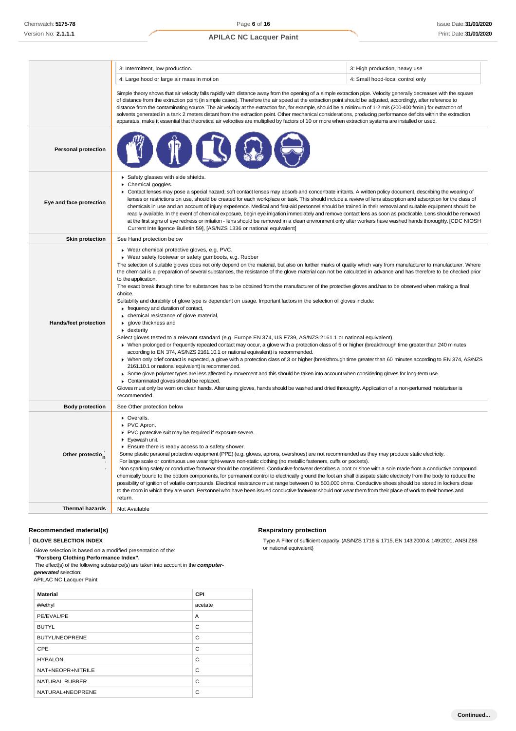| | | |
|---|---|---|
| | 3: Intermittent, low production. | 3: High production, heavy use |
| | 4: Large hood or large air mass in motion | 4: Small hood-local control only |
| | Simple theory shows that air velocity falls rapidly with distance away from the opening of a simple extraction pipe. Velocity generally decreases with the square of distance from the extraction point (in simple cases). Therefore the air speed at the extraction point should be adjusted, accordingly, after reference to distance from the contaminating source. The air velocity at the extraction fan, for example, should be a minimum of 1-2 m/s (200-400 f/min.) for extraction of solvents generated in a tank 2 meters distant from the extraction point. Other mechanical considerations, producing performance deficits within the extraction apparatus, make it essential that theoretical air velocities are multiplied by factors of 10 or more when extraction systems are installed or used. | |

| | |
|---|---|
| **Personal protection** | |
| **Eye and face protection** | ▸ Safety glasses with side shields.<br>▸ Chemical goggles.<br>▸ Contact lenses may pose a special hazard; soft contact lenses may absorb and concentrate irritants. A written policy document, describing the wearing of lenses or restrictions on use, should be created for each workplace or task. This should include a review of lens absorption and adsorption for the class of chemicals in use and an account of injury experience. Medical and first-aid personnel should be trained in their removal and suitable equipment should be readily available. In the event of chemical exposure, begin eye irrigation immediately and remove contact lens as soon as practicable. Lens should be removed at the first signs of eye redness or irritation - lens should be removed in a clean environment only after workers have washed hands thoroughly. [CDC NIOSH Current Intelligence Bulletin 59], [AS/NZS 1336 or national equivalent] |
| **Skin protection** | See Hand protection below |
| **Hands/feet protection** | ▸ Wear chemical protective gloves, e.g. PVC.<br>▸ Wear safety footwear or safety gumboots, e.g. Rubber<br>The selection of suitable gloves does not only depend on the material, but also on further marks of quality which vary from manufacturer to manufacturer. Where the chemical is a preparation of several substances, the resistance of the glove material can not be calculated in advance and has therefore to be checked prior to the application.<br>The exact break through time for substances has to be obtained from the manufacturer of the protective gloves and.has to be observed when making a final choice.<br>Suitability and durability of glove type is dependent on usage. Important factors in the selection of gloves include:<br>▸ frequency and duration of contact,<br>▸ chemical resistance of glove material,<br>▸ glove thickness and<br>▸ dexterity<br>Select gloves tested to a relevant standard (e.g. Europe EN 374, US F739, AS/NZS 2161.1 or national equivalent).<br>▸ When prolonged or frequently repeated contact may occur, a glove with a protection class of 5 or higher (breakthrough time greater than 240 minutes according to EN 374, AS/NZS 2161.10.1 or national equivalent) is recommended.<br>▸ When only brief contact is expected, a glove with a protection class of 3 or higher (breakthrough time greater than 60 minutes according to EN 374, AS/NZS 2161.10.1 or national equivalent) is recommended.<br>▸ Some glove polymer types are less affected by movement and this should be taken into account when considering gloves for long-term use.<br>▸ Contaminated gloves should be replaced.<br>Gloves must only be worn on clean hands. After using gloves, hands should be washed and dried thoroughly. Application of a non-perfumed moisturiser is recommended. |
| **Body protection** | See Other protection below |
| **Other protection** | ▸ Overalls.<br>▸ PVC Apron.<br>▸ PVC protective suit may be required if exposure severe.<br>▸ Eyewash unit.<br>▸ Ensure there is ready access to a safety shower.<br>Some plastic personal protective equipment (PPE) (e.g. gloves, aprons, overshoes) are not recommended as they may produce static electricity.<br>For large scale or continuous use wear tight-weave non-static clothing (no metallic fasteners, cuffs or pockets).<br>Non sparking safety or conductive footwear should be considered. Conductive footwear describes a boot or shoe with a sole made from a conductive compound chemically bound to the bottom components, for permanent control to electrically ground the foot an shall dissipate static electricity from the body to reduce the possibility of ignition of volatile compounds. Electrical resistance must range between 0 to 500,000 ohms. Conductive shoes should be stored in lockers close to the room in which they are worn. Personnel who have been issued conductive footwear should not wear them from their place of work to their homes and return. |
| **Thermal hazards** | Not Available |

### Recommended material(s)

**GLOVE SELECTION INDEX**

Glove selection is based on a modified presentation of the:
*"Forsberg Clothing Performance Index".*
The effect(s) of the following substance(s) are taken into account in the ***computer-generated*** selection:
APILAC NC Lacquer Paint

| Material | CPI |
|---|---|
| ##ethyl | acetate |
| PE/EVAL/PE | A |
| BUTYL | C |
| BUTYL/NEOPRENE | C |
| CPE | C |
| HYPALON | C |
| NAT+NEOPR+NITRILE | C |
| NATURAL RUBBER | C |
| NATURAL+NEOPRENE | C |

### Respiratory protection

Type A Filter of sufficient capacity. (AS/NZS 1716 & 1715, EN 143:2000 & 149:2001, ANSI Z88 or national equivalent)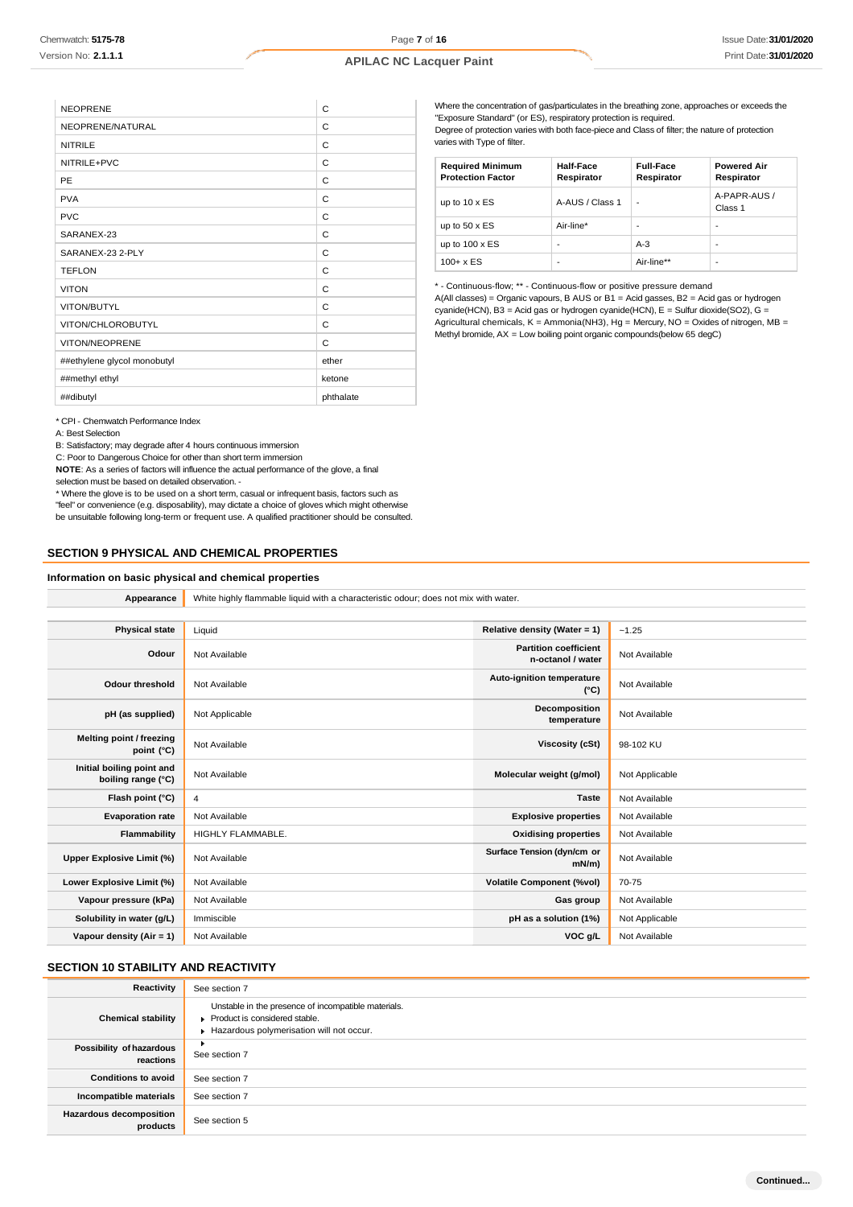| | |
|---|---|
| NEOPRENE | C |
| NEOPRENE/NATURAL | C |
| NITRILE | C |
| NITRILE+PVC | C |
| PE | C |
| PVA | C |
| PVC | C |
| SARANEX-23 | C |
| SARANEX-23 2-PLY | C |
| TEFLON | C |
| VITON | C |
| VITON/BUTYL | C |
| VITON/CHLOROBUTYL | C |
| VITON/NEOPRENE | C |
| ##ethylene glycol monobutyl | ether |
| ##methyl ethyl | ketone |
| ##dibutyl | phthalate |

* CPI - Chemwatch Performance Index

A: Best Selection

B: Satisfactory; may degrade after 4 hours continuous immersion

C: Poor to Dangerous Choice for other than short term immersion

**NOTE**: As a series of factors will influence the actual performance of the glove, a final selection must be based on detailed observation. -

* Where the glove is to be used on a short term, casual or infrequent basis, factors such as "feel" or convenience (e.g. disposability), may dictate a choice of gloves which might otherwise be unsuitable following long-term or frequent use. A qualified practitioner should be consulted.

Where the concentration of gas/particulates in the breathing zone, approaches or exceeds the "Exposure Standard" (or ES), respiratory protection is required.

Degree of protection varies with both face-piece and Class of filter; the nature of protection varies with Type of filter.

| Required Minimum Protection Factor | Half-Face Respirator | Full-Face Respirator | Powered Air Respirator |
|---|---|---|---|
| up to 10 x ES | A-AUS / Class 1 | - | A-PAPR-AUS / Class 1 |
| up to 50 x ES | Air-line* | - | - |
| up to 100 x ES | - | A-3 | - |
| 100+ x ES | - | Air-line** | - |

* - Continuous-flow; ** - Continuous-flow or positive pressure demand

A(All classes) = Organic vapours, B AUS or B1 = Acid gasses, B2 = Acid gas or hydrogen cyanide(HCN), B3 = Acid gas or hydrogen cyanide(HCN), E = Sulfur dioxide($SO_2$), G = Agricultural chemicals, K = Ammonia($NH_3$), Hg = Mercury, NO = Oxides of nitrogen, MB = Methyl bromide, AX = Low boiling point organic compounds(below 65 degC)

## SECTION 9 PHYSICAL AND CHEMICAL PROPERTIES

### Information on basic physical and chemical properties

| | |
|---|---|
| **Appearance** | White highly flammable liquid with a characteristic odour; does not mix with water. |

| | | | |
|---|---|---|---|
| **Physical state** | Liquid | **Relative density (Water = 1)** | ~1.25 |
| **Odour** | Not Available | **Partition coefficient n-octanol / water** | Not Available |
| **Odour threshold** | Not Available | **Auto-ignition temperature (°C)** | Not Available |
| **pH (as supplied)** | Not Applicable | **Decomposition temperature** | Not Available |
| **Melting point / freezing point (°C)** | Not Available | **Viscosity (cSt)** | 98-102 KU |
| **Initial boiling point and boiling range (°C)** | Not Available | **Molecular weight (g/mol)** | Not Applicable |
| **Flash point (°C)** | 4 | **Taste** | Not Available |
| **Evaporation rate** | Not Available | **Explosive properties** | Not Available |
| **Flammability** | HIGHLY FLAMMABLE. | **Oxidising properties** | Not Available |
| **Upper Explosive Limit (%)** | Not Available | **Surface Tension (dyn/cm or mN/m)** | Not Available |
| **Lower Explosive Limit (%)** | Not Available | **Volatile Component (%vol)** | 70-75 |
| **Vapour pressure (kPa)** | Not Available | **Gas group** | Not Available |
| **Solubility in water (g/L)** | Immiscible | **pH as a solution (1%)** | Not Applicable |
| **Vapour density (Air = 1)** | Not Available | **VOC g/L** | Not Available |

## SECTION 10 STABILITY AND REACTIVITY

| | |
|---|---|
| **Reactivity** | See section 7 |
| **Chemical stability** | Unstable in the presence of incompatible materials.<br>▸ Product is considered stable.<br>▸ Hazardous polymerisation will not occur. |
| **Possibility of hazardous reactions** | ▸<br>See section 7 |
| **Conditions to avoid** | See section 7 |
| **Incompatible materials** | See section 7 |
| **Hazardous decomposition products** | See section 5 |

Continued...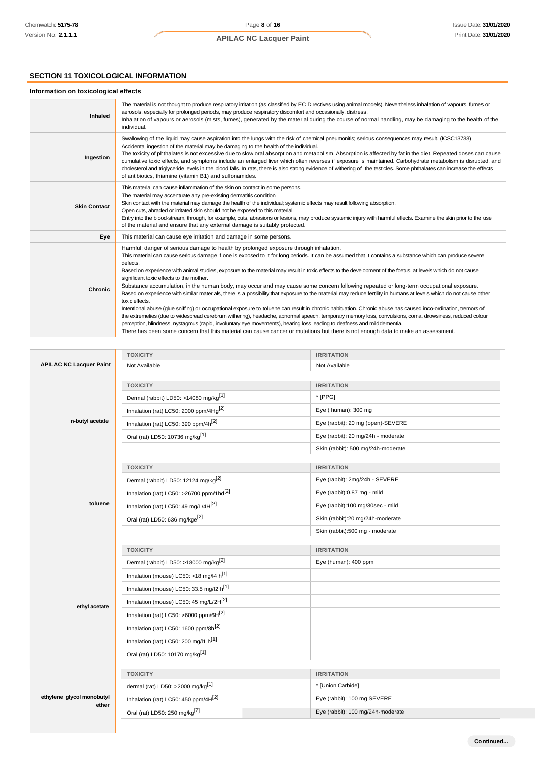## SECTION 11 TOXICOLOGICAL INFORMATION

### Information on toxicological effects

| | |
|---|---|
| **Inhaled** | The material is not thought to produce respiratory irritation (as classified by EC Directives using animal models). Nevertheless inhalation of vapours, fumes or aerosols, especially for prolonged periods, may produce respiratory discomfort and occasionally, distress.<br>Inhalation of vapours or aerosols (mists, fumes), generated by the material during the course of normal handling, may be damaging to the health of the individual. |
| **Ingestion** | Swallowing of the liquid may cause aspiration into the lungs with the risk of chemical pneumonitis; serious consequences may result. (ICSC13733)<br>Accidental ingestion of the material may be damaging to the health of the individual.<br>The toxicity of phthalates is not excessive due to slow oral absorption and metabolism. Absorption is affected by fat in the diet. Repeated doses can cause cumulative toxic effects, and symptoms include an enlarged liver which often reverses if exposure is maintained. Carbohydrate metabolism is disrupted, and cholesterol and triglyceride levels in the blood falls. In rats, there is also strong evidence of withering of the testicles. Some phthalates can increase the effects of antibiotics, thiamine (vitamin B1) and sulfonamides. |
| **Skin Contact** | This material can cause inflammation of the skin on contact in some persons.<br>The material may accentuate any pre-existing dermatitis condition<br>Skin contact with the material may damage the health of the individual; systemic effects may result following absorption.<br>Open cuts, abraded or irritated skin should not be exposed to this material<br>Entry into the blood-stream, through, for example, cuts, abrasions or lesions, may produce systemic injury with harmful effects. Examine the skin prior to the use of the material and ensure that any external damage is suitably protected. |
| **Eye** | This material can cause eye irritation and damage in some persons. |
| **Chronic** | Harmful: danger of serious damage to health by prolonged exposure through inhalation.<br>This material can cause serious damage if one is exposed to it for long periods. It can be assumed that it contains a substance which can produce severe defects.<br>Based on experience with animal studies, exposure to the material may result in toxic effects to the development of the foetus, at levels which do not cause significant toxic effects to the mother.<br>Substance accumulation, in the human body, may occur and may cause some concern following repeated or long-term occupational exposure.<br>Based on experience with similar materials, there is a possibility that exposure to the material may reduce fertility in humans at levels which do not cause other toxic effects.<br>Intentional abuse (glue sniffing) or occupational exposure to toluene can result in chronic habituation. Chronic abuse has caused inco-ordination, tremors of the extremeties (due to widespread cerebrum withering), headache, abnormal speech, temporary memory loss, convulsions, coma, drowsiness, reduced colour perception, blindness, nystagmus (rapid, involuntary eye movements), hearing loss leading to deafness and milddementia.<br>There has been some concern that this material can cause cancer or mutations but there is not enough data to make an assessment. |

| | TOXICITY | IRRITATION |
|---|---|---|
| **APILAC NC Lacquer Paint** | Not Available | Not Available |
| **n-butyl acetate** | **TOXICITY** | **IRRITATION** |
| | Dermal (rabbit) LD50: >14080 mg/kg[1] | * [PPG] |
| | Inhalation (rat) LC50: 2000 ppm/4Hg[2] | Eye ( human): 300 mg |
| | Inhalation (rat) LC50: 390 ppm/4h[2] | Eye (rabbit): 20 mg (open)-SEVERE |
| | Oral (rat) LD50: 10736 mg/kg[1] | Eye (rabbit): 20 mg/24h - moderate |
| | | Skin (rabbit): 500 mg/24h-moderate |
| **toluene** | **TOXICITY** | **IRRITATION** |
| | Dermal (rabbit) LD50: 12124 mg/kg[2] | Eye (rabbit): 2mg/24h - SEVERE |
| | Inhalation (rat) LC50: >26700 ppm/1hd[2] | Eye (rabbit):0.87 mg - mild |
| | Inhalation (rat) LC50: 49 mg/L/4H[2] | Eye (rabbit):100 mg/30sec - mild |
| | Oral (rat) LD50: 636 mg/kge[2] | Skin (rabbit):20 mg/24h-moderate |
| | | Skin (rabbit):500 mg - moderate |
| **ethyl acetate** | **TOXICITY** | **IRRITATION** |
| | Dermal (rabbit) LD50: >18000 mg/kg[2] | Eye (human): 400 ppm |
| | Inhalation (mouse) LC50: >18 mg/l4 h[1] | |
| | Inhalation (mouse) LC50: 33.5 mg/l2 h[1] | |
| | Inhalation (mouse) LC50: 45 mg/L/2H[2] | |
| | Inhalation (rat) LC50: >6000 ppm/6H[2] | |
| | Inhalation (rat) LC50: 1600 ppm/8h[2] | |
| | Inhalation (rat) LC50: 200 mg/l1 h[1] | |
| | Oral (rat) LD50: 10170 mg/kg[1] | |
| **ethylene glycol monobutyl ether** | **TOXICITY** | **IRRITATION** |
| | dermal (rat) LD50: >2000 mg/kg[1] | * [Union Carbide] |
| | Inhalation (rat) LC50: 450 ppm/4H[2] | Eye (rabbit): 100 mg SEVERE |
| | Oral (rat) LD50: 250 mg/kg[2] | Eye (rabbit): 100 mg/24h-moderate |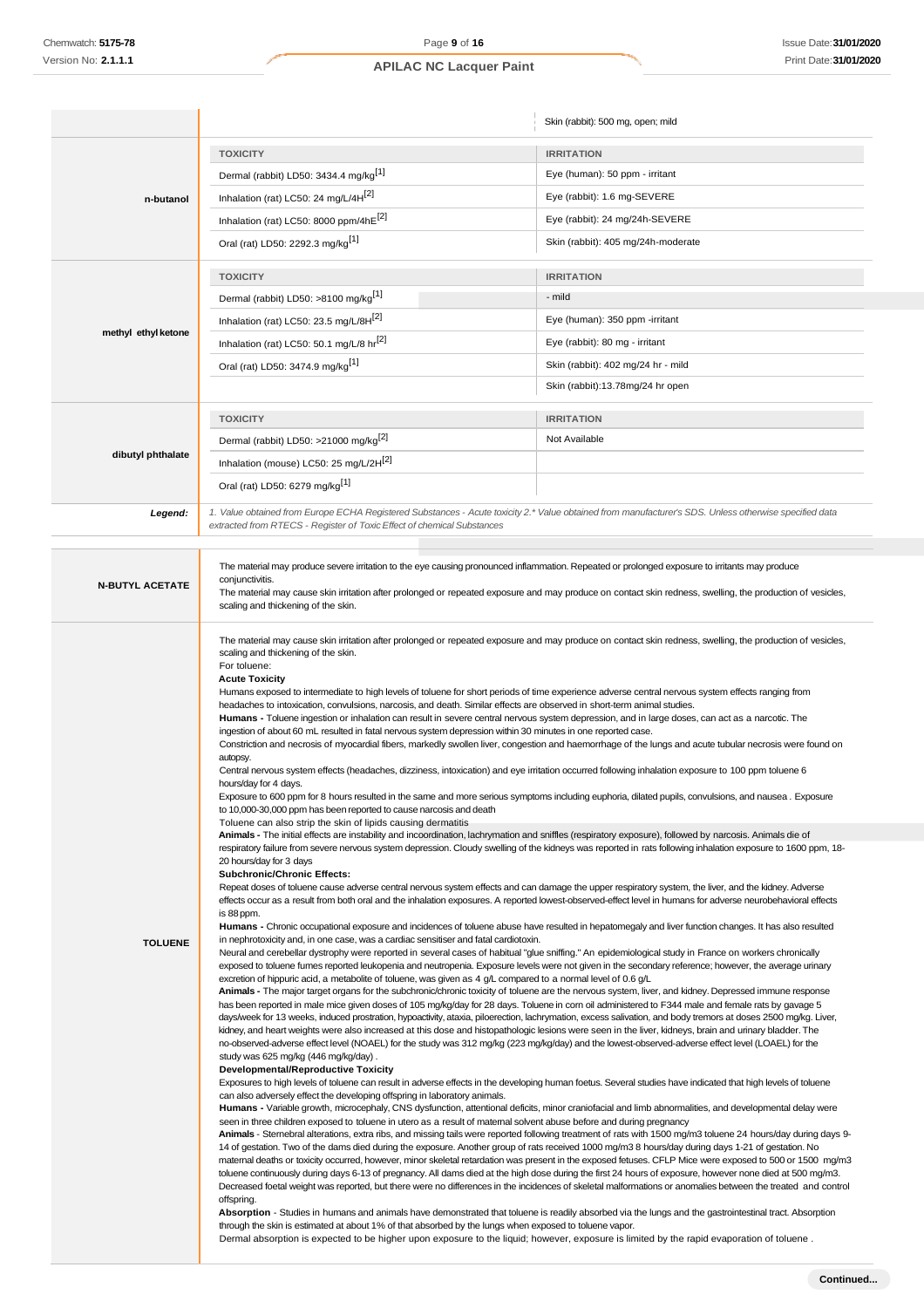| | | |
|---|---|---|
| | | Skin (rabbit): 500 mg, open; mild |
| **n-butanol** | **TOXICITY** | **IRRITATION** |
| | Dermal (rabbit) LD50: 3434.4 mg/kg[1] | Eye (human): 50 ppm - irritant |
| | Inhalation (rat) LC50: 24 mg/L/4H[2] | Eye (rabbit): 1.6 mg-SEVERE |
| | Inhalation (rat) LC50: 8000 ppm/4hE[2] | Eye (rabbit): 24 mg/24h-SEVERE |
| | Oral (rat) LD50: 2292.3 mg/kg[1] | Skin (rabbit): 405 mg/24h-moderate |
| **methyl ethyl ketone** | **TOXICITY** | **IRRITATION** |
| | Dermal (rabbit) LD50: >8100 mg/kg[1] | - mild |
| | Inhalation (rat) LC50: 23.5 mg/L/8H[2] | Eye (human): 350 ppm -irritant |
| | Inhalation (rat) LC50: 50.1 mg/L/8 hr[2] | Eye (rabbit): 80 mg - irritant |
| | Oral (rat) LD50: 3474.9 mg/kg[1] | Skin (rabbit): 402 mg/24 hr - mild |
| | | Skin (rabbit):13.78mg/24 hr open |
| **dibutyl phthalate** | **TOXICITY** | **IRRITATION** |
| | Dermal (rabbit) LD50: >21000 mg/kg[2] | Not Available |
| | Inhalation (mouse) LC50: 25 mg/L/2H[2] | |
| | Oral (rat) LD50: 6279 mg/kg[1] | |
| ***Legend:*** | *1. Value obtained from Europe ECHA Registered Substances - Acute toxicity 2.\* Value obtained from manufacturer's SDS. Unless otherwise specified data extracted from RTECS - Register of Toxic Effect of chemical Substances* | |

**N-BUTYL ACETATE**

The material may produce severe irritation to the eye causing pronounced inflammation. Repeated or prolonged exposure to irritants may produce conjunctivitis.
The material may cause skin irritation after prolonged or repeated exposure and may produce on contact skin redness, swelling, the production of vesicles, scaling and thickening of the skin.

**TOLUENE**

The material may cause skin irritation after prolonged or repeated exposure and may produce on contact skin redness, swelling, the production of vesicles, scaling and thickening of the skin.
For toluene:
**Acute Toxicity**
Humans exposed to intermediate to high levels of toluene for short periods of time experience adverse central nervous system effects ranging from headaches to intoxication, convulsions, narcosis, and death. Similar effects are observed in short-term animal studies.
**Humans -** Toluene ingestion or inhalation can result in severe central nervous system depression, and in large doses, can act as a narcotic. The ingestion of about 60 mL resulted in fatal nervous system depression within 30 minutes in one reported case.
Constriction and necrosis of myocardial fibers, markedly swollen liver, congestion and haemorrhage of the lungs and acute tubular necrosis were found on autopsy.
Central nervous system effects (headaches, dizziness, intoxication) and eye irritation occurred following inhalation exposure to 100 ppm toluene 6 hours/day for 4 days.
Exposure to 600 ppm for 8 hours resulted in the same and more serious symptoms including euphoria, dilated pupils, convulsions, and nausea . Exposure to 10,000-30,000 ppm has been reported to cause narcosis and death
Toluene can also strip the skin of lipids causing dermatitis
**Animals -** The initial effects are instability and incoordination, lachrymation and sniffles (respiratory exposure), followed by narcosis. Animals die of respiratory failure from severe nervous system depression. Cloudy swelling of the kidneys was reported in rats following inhalation exposure to 1600 ppm, 18-20 hours/day for 3 days
**Subchronic/Chronic Effects:**
Repeat doses of toluene cause adverse central nervous system effects and can damage the upper respiratory system, the liver, and the kidney. Adverse effects occur as a result from both oral and the inhalation exposures. A reported lowest-observed-effect level in humans for adverse neurobehavioral effects is 88 ppm.
**Humans -** Chronic occupational exposure and incidences of toluene abuse have resulted in hepatomegaly and liver function changes. It has also resulted in nephrotoxicity and, in one case, was a cardiac sensitiser and fatal cardiotoxin.
Neural and cerebellar dystrophy were reported in several cases of habitual "glue sniffing." An epidemiological study in France on workers chronically exposed to toluene fumes reported leukopenia and neutropenia. Exposure levels were not given in the secondary reference; however, the average urinary excretion of hippuric acid, a metabolite of toluene, was given as 4 g/L compared to a normal level of 0.6 g/L
**Animals -** The major target organs for the subchronic/chronic toxicity of toluene are the nervous system, liver, and kidney. Depressed immune response has been reported in male mice given doses of 105 mg/kg/day for 28 days. Toluene in corn oil administered to F344 male and female rats by gavage 5 days/week for 13 weeks, induced prostration, hypoactivity, ataxia, piloerection, lachrymation, excess salivation, and body tremors at doses 2500 mg/kg. Liver, kidney, and heart weights were also increased at this dose and histopathologic lesions were seen in the liver, kidneys, brain and urinary bladder. The no-observed-adverse effect level (NOAEL) for the study was 312 mg/kg (223 mg/kg/day) and the lowest-observed-adverse effect level (LOAEL) for the study was 625 mg/kg (446 mg/kg/day) .
**Developmental/Reproductive Toxicity**
Exposures to high levels of toluene can result in adverse effects in the developing human foetus. Several studies have indicated that high levels of toluene can also adversely effect the developing offspring in laboratory animals.
**Humans -** Variable growth, microcephaly, CNS dysfunction, attentional deficits, minor craniofacial and limb abnormalities, and developmental delay were seen in three children exposed to toluene in utero as a result of maternal solvent abuse before and during pregnancy
**Animals** - Sternebral alterations, extra ribs, and missing tails were reported following treatment of rats with 1500 mg/m3 toluene 24 hours/day during days 9-14 of gestation. Two of the dams died during the exposure. Another group of rats received 1000 mg/m3 8 hours/day during days 1-21 of gestation. No maternal deaths or toxicity occurred, however, minor skeletal retardation was present in the exposed fetuses. CFLP Mice were exposed to 500 or 1500 mg/m3 toluene continuously during days 6-13 of pregnancy. All dams died at the high dose during the first 24 hours of exposure, however none died at 500 mg/m3. Decreased foetal weight was reported, but there were no differences in the incidences of skeletal malformations or anomalies between the treated and control offspring.
**Absorption** - Studies in humans and animals have demonstrated that toluene is readily absorbed via the lungs and the gastrointestinal tract. Absorption through the skin is estimated at about 1% of that absorbed by the lungs when exposed to toluene vapor.
Dermal absorption is expected to be higher upon exposure to the liquid; however, exposure is limited by the rapid evaporation of toluene .

Continued...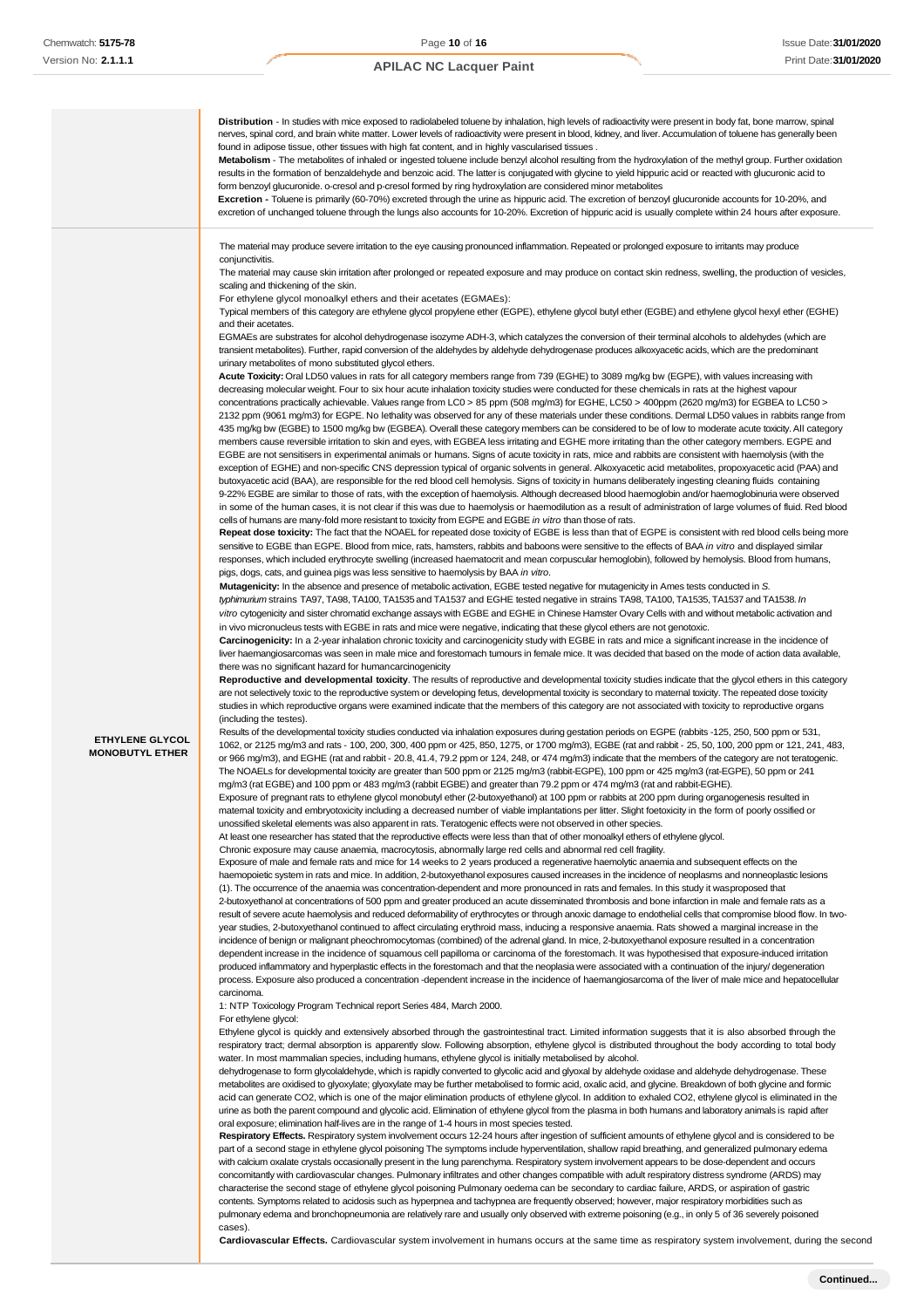| | |
|---|---|
| | **Distribution** - In studies with mice exposed to radiolabeled toluene by inhalation, high levels of radioactivity were present in body fat, bone marrow, spinal nerves, spinal cord, and brain white matter. Lower levels of radioactivity were present in blood, kidney, and liver. Accumulation of toluene has generally been found in adipose tissue, other tissues with high fat content, and in highly vascularised tissues .<br>**Metabolism** - The metabolites of inhaled or ingested toluene include benzyl alcohol resulting from the hydroxylation of the methyl group. Further oxidation results in the formation of benzaldehyde and benzoic acid. The latter is conjugated with glycine to yield hippuric acid or reacted with glucuronic acid to form benzoyl glucuronide. o-cresol and p-cresol formed by ring hydroxylation are considered minor metabolites<br>**Excretion -** Toluene is primarily (60-70%) excreted through the urine as hippuric acid. The excretion of benzoyl glucuronide accounts for 10-20%, and excretion of unchanged toluene through the lungs also accounts for 10-20%. Excretion of hippuric acid is usually complete within 24 hours after exposure. |
| **ETHYLENE GLYCOL MONOBUTYL ETHER** | The material may produce severe irritation to the eye causing pronounced inflammation. Repeated or prolonged exposure to irritants may produce conjunctivitis.<br>The material may cause skin irritation after prolonged or repeated exposure and may produce on contact skin redness, swelling, the production of vesicles, scaling and thickening of the skin.<br>For ethylene glycol monoalkyl ethers and their acetates (EGMAEs):<br>Typical members of this category are ethylene glycol propylene ether (EGPE), ethylene glycol butyl ether (EGBE) and ethylene glycol hexyl ether (EGHE) and their acetates.<br>EGMAEs are substrates for alcohol dehydrogenase isozyme ADH-3, which catalyzes the conversion of their terminal alcohols to aldehydes (which are transient metabolites). Further, rapid conversion of the aldehydes by aldehyde dehydrogenase produces alkoxyacetic acids, which are the predominant urinary metabolites of mono substituted glycol ethers.<br>**Acute Toxicity:** Oral LD50 values in rats for all category members range from 739 (EGHE) to 3089 mg/kg bw (EGPE), with values increasing with decreasing molecular weight. Four to six hour acute inhalation toxicity studies were conducted for these chemicals in rats at the highest vapour concentrations practically achievable. Values range from LC0 > 85 ppm (508 mg/m3) for EGHE, LC50 > 400ppm (2620 mg/m3) for EGBEA to LC50 > 2132 ppm (9061 mg/m3) for EGPE. No lethality was observed for any of these materials under these conditions. Dermal LD50 values in rabbits range from 435 mg/kg bw (EGBE) to 1500 mg/kg bw (EGBEA). Overall these category members can be considered to be of low to moderate acute toxicity. All category members cause reversible irritation to skin and eyes, with EGBEA less irritating and EGHE more irritating than the other category members. EGPE and EGBE are not sensitisers in experimental animals or humans. Signs of acute toxicity in rats, mice and rabbits are consistent with haemolysis (with the exception of EGHE) and non-specific CNS depression typical of organic solvents in general. Alkoxyacetic acid metabolites, propoxyacetic acid (PAA) and butoxyacetic acid (BAA), are responsible for the red blood cell hemolysis. Signs of toxicity in humans deliberately ingesting cleaning fluids containing 9-22% EGBE are similar to those of rats, with the exception of haemolysis. Although decreased blood haemoglobin and/or haemoglobinuria were observed in some of the human cases, it is not clear if this was due to haemolysis or haemodilution as a result of administration of large volumes of fluid. Red blood cells of humans are many-fold more resistant to toxicity from EGPE and EGBE *in vitro* than those of rats.<br>**Repeat dose toxicity:** The fact that the NOAEL for repeated dose toxicity of EGBE is less than that of EGPE is consistent with red blood cells being more sensitive to EGBE than EGPE. Blood from mice, rats, hamsters, rabbits and baboons were sensitive to the effects of BAA *in vitro* and displayed similar responses, which included erythrocyte swelling (increased haematocrit and mean corpuscular hemoglobin), followed by hemolysis. Blood from humans, pigs, dogs, cats, and guinea pigs was less sensitive to haemolysis by BAA *in vitro*.<br>**Mutagenicity:** In the absence and presence of metabolic activation, EGBE tested negative for mutagenicity in Ames tests conducted in *S. typhimurium* strains TA97, TA98, TA100, TA1535 and TA1537 and EGHE tested negative in strains TA98, TA100, TA1535, TA1537 and TA1538. *In vitro* cytogenicity and sister chromatid exchange assays with EGBE and EGHE in Chinese Hamster Ovary Cells with and without metabolic activation and in vivo micronucleus tests with EGBE in rats and mice were negative, indicating that these glycol ethers are not genotoxic.<br>**Carcinogenicity:** In a 2-year inhalation chronic toxicity and carcinogenicity study with EGBE in rats and mice a significant increase in the incidence of liver haemangiosarcomas was seen in male mice and forestomach tumours in female mice. It was decided that based on the mode of action data available, there was no significant hazard for humancarcinogenicity<br>**Reproductive and developmental toxicity**. The results of reproductive and developmental toxicity studies indicate that the glycol ethers in this category are not selectively toxic to the reproductive system or developing fetus, developmental toxicity is secondary to maternal toxicity. The repeated dose toxicity studies in which reproductive organs were examined indicate that the members of this category are not associated with toxicity to reproductive organs (including the testes).<br>Results of the developmental toxicity studies conducted via inhalation exposures during gestation periods on EGPE (rabbits -125, 250, 500 ppm or 531, 1062, or 2125 mg/m3 and rats - 100, 200, 300, 400 ppm or 425, 850, 1275, or 1700 mg/m3), EGBE (rat and rabbit - 25, 50, 100, 200 ppm or 121, 241, 483, or 966 mg/m3), and EGHE (rat and rabbit - 20.8, 41.4, 79.2 ppm or 124, 248, or 474 mg/m3) indicate that the members of the category are not teratogenic. The NOAELs for developmental toxicity are greater than 500 ppm or 2125 mg/m3 (rabbit-EGPE), 100 ppm or 425 mg/m3 (rat-EGPE), 50 ppm or 241 mg/m3 (rat EGBE) and 100 ppm or 483 mg/m3 (rabbit EGBE) and greater than 79.2 ppm or 474 mg/m3 (rat and rabbit-EGHE).<br>Exposure of pregnant rats to ethylene glycol monobutyl ether (2-butoxyethanol) at 100 ppm or rabbits at 200 ppm during organogenesis resulted in maternal toxicity and embryotoxicity including a decreased number of viable implantations per litter. Slight foetoxicity in the form of poorly ossified or unossified skeletal elements was also apparent in rats. Teratogenic effects were not observed in other species.<br>At least one researcher has stated that the reproductive effects were less than that of other monoalkyl ethers of ethylene glycol.<br>Chronic exposure may cause anaemia, macrocytosis, abnormally large red cells and abnormal red cell fragility.<br>Exposure of male and female rats and mice for 14 weeks to 2 years produced a regenerative haemolytic anaemia and subsequent effects on the haemopoietic system in rats and mice. In addition, 2-butoxyethanol exposures caused increases in the incidence of neoplasms and nonneoplastic lesions (1). The occurrence of the anaemia was concentration-dependent and more pronounced in rats and females. In this study it wasproposed that 2-butoxyethanol at concentrations of 500 ppm and greater produced an acute disseminated thrombosis and bone infarction in male and female rats as a result of severe acute haemolysis and reduced deformability of erythrocytes or through anoxic damage to endothelial cells that compromise blood flow. In two-year studies, 2-butoxyethanol continued to affect circulating erythroid mass, inducing a responsive anaemia. Rats showed a marginal increase in the incidence of benign or malignant pheochromocytomas (combined) of the adrenal gland. In mice, 2-butoxyethanol exposure resulted in a concentration dependent increase in the incidence of squamous cell papilloma or carcinoma of the forestomach. It was hypothesised that exposure-induced irritation produced inflammatory and hyperplastic effects in the forestomach and that the neoplasia were associated with a continuation of the injury/ degeneration process. Exposure also produced a concentration -dependent increase in the incidence of haemangiosarcoma of the liver of male mice and hepatocellular carcinoma.<br>1: NTP Toxicology Program Technical report Series 484, March 2000.<br>For ethylene glycol:<br>Ethylene glycol is quickly and extensively absorbed through the gastrointestinal tract. Limited information suggests that it is also absorbed through the respiratory tract; dermal absorption is apparently slow. Following absorption, ethylene glycol is distributed throughout the body according to total body water. In most mammalian species, including humans, ethylene glycol is initially metabolised by alcohol.<br>dehydrogenase to form glycolaldehyde, which is rapidly converted to glycolic acid and glyoxal by aldehyde oxidase and aldehyde dehydrogenase. These metabolites are oxidised to glyoxylate; glyoxylate may be further metabolised to formic acid, oxalic acid, and glycine. Breakdown of both glycine and formic acid can generate CO2, which is one of the major elimination products of ethylene glycol. In addition to exhaled CO2, ethylene glycol is eliminated in the urine as both the parent compound and glycolic acid. Elimination of ethylene glycol from the plasma in both humans and laboratory animals is rapid after oral exposure; elimination half-lives are in the range of 1-4 hours in most species tested.<br>**Respiratory Effects.** Respiratory system involvement occurs 12-24 hours after ingestion of sufficient amounts of ethylene glycol and is considered to be part of a second stage in ethylene glycol poisoning The symptoms include hyperventilation, shallow rapid breathing, and generalized pulmonary edema with calcium oxalate crystals occasionally present in the lung parenchyma. Respiratory system involvement appears to be dose-dependent and occurs concomitantly with cardiovascular changes. Pulmonary infiltrates and other changes compatible with adult respiratory distress syndrome (ARDS) may characterise the second stage of ethylene glycol poisoning Pulmonary oedema can be secondary to cardiac failure, ARDS, or aspiration of gastric contents. Symptoms related to acidosis such as hyperpnea and tachypnea are frequently observed; however, major respiratory morbidities such as pulmonary edema and bronchopneumonia are relatively rare and usually only observed with extreme poisoning (e.g., in only 5 of 36 severely poisoned cases).<br>**Cardiovascular Effects.** Cardiovascular system involvement in humans occurs at the same time as respiratory system involvement, during the second |

**Continued...**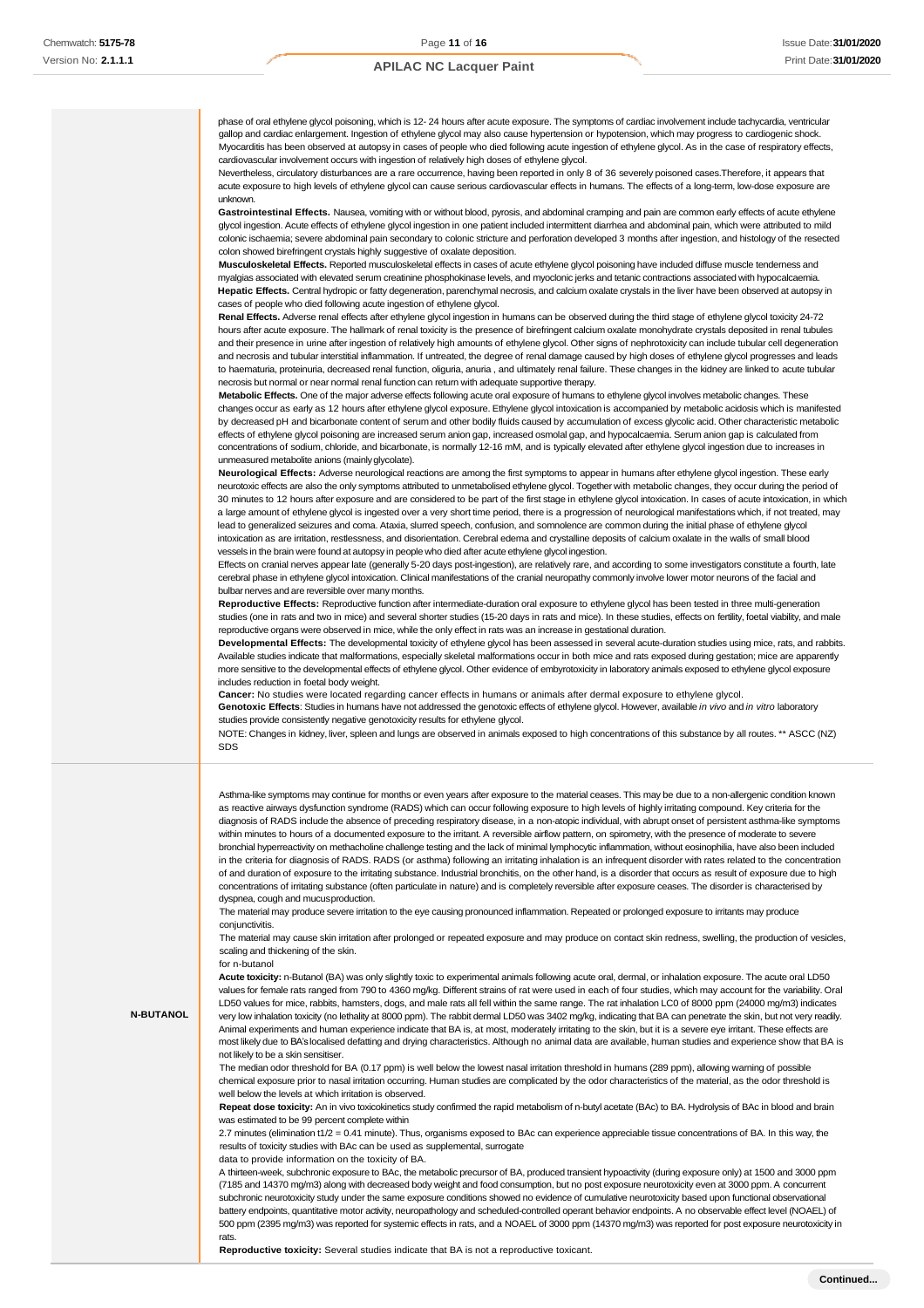| | |
|---|---|
| | phase of oral ethylene glycol poisoning, which is 12- 24 hours after acute exposure. The symptoms of cardiac involvement include tachycardia, ventricular gallop and cardiac enlargement. Ingestion of ethylene glycol may also cause hypertension or hypotension, which may progress to cardiogenic shock. Myocarditis has been observed at autopsy in cases of people who died following acute ingestion of ethylene glycol. As in the case of respiratory effects, cardiovascular involvement occurs with ingestion of relatively high doses of ethylene glycol.<br>Nevertheless, circulatory disturbances are a rare occurrence, having been reported in only 8 of 36 severely poisoned cases.Therefore, it appears that acute exposure to high levels of ethylene glycol can cause serious cardiovascular effects in humans. The effects of a long-term, low-dose exposure are unknown.<br>**Gastrointestinal Effects.** Nausea, vomiting with or without blood, pyrosis, and abdominal cramping and pain are common early effects of acute ethylene glycol ingestion. Acute effects of ethylene glycol ingestion in one patient included intermittent diarrhea and abdominal pain, which were attributed to mild colonic ischaemia; severe abdominal pain secondary to colonic stricture and perforation developed 3 months after ingestion, and histology of the resected colon showed birefringent crystals highly suggestive of oxalate deposition.<br>**Musculoskeletal Effects.** Reported musculoskeletal effects in cases of acute ethylene glycol poisoning have included diffuse muscle tenderness and myalgias associated with elevated serum creatinine phosphokinase levels, and myoclonic jerks and tetanic contractions associated with hypocalcaemia.<br>**Hepatic Effects.** Central hydropic or fatty degeneration, parenchymal necrosis, and calcium oxalate crystals in the liver have been observed at autopsy in cases of people who died following acute ingestion of ethylene glycol.<br>**Renal Effects.** Adverse renal effects after ethylene glycol ingestion in humans can be observed during the third stage of ethylene glycol toxicity 24-72 hours after acute exposure. The hallmark of renal toxicity is the presence of birefringent calcium oxalate monohydrate crystals deposited in renal tubules and their presence in urine after ingestion of relatively high amounts of ethylene glycol. Other signs of nephrotoxicity can include tubular cell degeneration and necrosis and tubular interstitial inflammation. If untreated, the degree of renal damage caused by high doses of ethylene glycol progresses and leads to haematuria, proteinuria, decreased renal function, oliguria, anuria , and ultimately renal failure. These changes in the kidney are linked to acute tubular necrosis but normal or near normal renal function can return with adequate supportive therapy.<br>**Metabolic Effects.** One of the major adverse effects following acute oral exposure of humans to ethylene glycol involves metabolic changes. These changes occur as early as 12 hours after ethylene glycol exposure. Ethylene glycol intoxication is accompanied by metabolic acidosis which is manifested by decreased pH and bicarbonate content of serum and other bodily fluids caused by accumulation of excess glycolic acid. Other characteristic metabolic effects of ethylene glycol poisoning are increased serum anion gap, increased osmolal gap, and hypocalcaemia. Serum anion gap is calculated from concentrations of sodium, chloride, and bicarbonate, is normally 12-16 mM, and is typically elevated after ethylene glycol ingestion due to increases in unmeasured metabolite anions (mainly glycolate).<br>**Neurological Effects:** Adverse neurological reactions are among the first symptoms to appear in humans after ethylene glycol ingestion. These early neurotoxic effects are also the only symptoms attributed to unmetabolised ethylene glycol. Together with metabolic changes, they occur during the period of 30 minutes to 12 hours after exposure and are considered to be part of the first stage in ethylene glycol intoxication. In cases of acute intoxication, in which a large amount of ethylene glycol is ingested over a very short time period, there is a progression of neurological manifestations which, if not treated, may lead to generalized seizures and coma. Ataxia, slurred speech, confusion, and somnolence are common during the initial phase of ethylene glycol intoxication as are irritation, restlessness, and disorientation. Cerebral edema and crystalline deposits of calcium oxalate in the walls of small blood vessels in the brain were found at autopsy in people who died after acute ethylene glycol ingestion.<br>Effects on cranial nerves appear late (generally 5-20 days post-ingestion), are relatively rare, and according to some investigators constitute a fourth, late cerebral phase in ethylene glycol intoxication. Clinical manifestations of the cranial neuropathy commonly involve lower motor neurons of the facial and bulbar nerves and are reversible over many months.<br>**Reproductive Effects:** Reproductive function after intermediate-duration oral exposure to ethylene glycol has been tested in three multi-generation studies (one in rats and two in mice) and several shorter studies (15-20 days in rats and mice). In these studies, effects on fertility, foetal viability, and male reproductive organs were observed in mice, while the only effect in rats was an increase in gestational duration.<br>**Developmental Effects:** The developmental toxicity of ethylene glycol has been assessed in several acute-duration studies using mice, rats, and rabbits. Available studies indicate that malformations, especially skeletal malformations occur in both mice and rats exposed during gestation; mice are apparently more sensitive to the developmental effects of ethylene glycol. Other evidence of embyrotoxicity in laboratory animals exposed to ethylene glycol exposure includes reduction in foetal body weight.<br>**Cancer:** No studies were located regarding cancer effects in humans or animals after dermal exposure to ethylene glycol.<br>**Genotoxic Effects**: Studies in humans have not addressed the genotoxic effects of ethylene glycol. However, available *in vivo* and *in vitro* laboratory studies provide consistently negative genotoxicity results for ethylene glycol.<br>NOTE: Changes in kidney, liver, spleen and lungs are observed in animals exposed to high concentrations of this substance by all routes. ** ASCC (NZ) SDS |
| **N-BUTANOL** | Asthma-like symptoms may continue for months or even years after exposure to the material ceases. This may be due to a non-allergenic condition known as reactive airways dysfunction syndrome (RADS) which can occur following exposure to high levels of highly irritating compound. Key criteria for the diagnosis of RADS include the absence of preceding respiratory disease, in a non-atopic individual, with abrupt onset of persistent asthma-like symptoms within minutes to hours of a documented exposure to the irritant. A reversible airflow pattern, on spirometry, with the presence of moderate to severe bronchial hyperreactivity on methacholine challenge testing and the lack of minimal lymphocytic inflammation, without eosinophilia, have also been included in the criteria for diagnosis of RADS. RADS (or asthma) following an irritating inhalation is an infrequent disorder with rates related to the concentration of and duration of exposure to the irritating substance. Industrial bronchitis, on the other hand, is a disorder that occurs as result of exposure due to high concentrations of irritating substance (often particulate in nature) and is completely reversible after exposure ceases. The disorder is characterised by dyspnea, cough and mucus production.<br>The material may produce severe irritation to the eye causing pronounced inflammation. Repeated or prolonged exposure to irritants may produce conjunctivitis.<br>The material may cause skin irritation after prolonged or repeated exposure and may produce on contact skin redness, swelling, the production of vesicles, scaling and thickening of the skin.<br>for n-butanol<br>**Acute toxicity:** n-Butanol (BA) was only slightly toxic to experimental animals following acute oral, dermal, or inhalation exposure. The acute oral LD50 values for female rats ranged from 790 to 4360 mg/kg. Different strains of rat were used in each of four studies, which may account for the variability. Oral LD50 values for mice, rabbits, hamsters, dogs, and male rats all fell within the same range. The rat inhalation LC0 of 8000 ppm (24000 mg/m3) indicates very low inhalation toxicity (no lethality at 8000 ppm). The rabbit dermal LD50 was 3402 mg/kg, indicating that BA can penetrate the skin, but not very readily. Animal experiments and human experience indicate that BA is, at most, moderately irritating to the skin, but it is a severe eye irritant. These effects are most likely due to BA's localised defatting and drying characteristics. Although no animal data are available, human studies and experience show that BA is not likely to be a skin sensitiser.<br>The median odor threshold for BA (0.17 ppm) is well below the lowest nasal irritation threshold in humans (289 ppm), allowing warning of possible chemical exposure prior to nasal irritation occurring. Human studies are complicated by the odor characteristics of the material, as the odor threshold is well below the levels at which irritation is observed.<br>**Repeat dose toxicity:** An in vivo toxicokinetics study confirmed the rapid metabolism of n-butyl acetate (BAc) to BA. Hydrolysis of BAc in blood and brain was estimated to be 99 percent complete within<br>2.7 minutes (elimination t1/2 = 0.41 minute). Thus, organisms exposed to BAc can experience appreciable tissue concentrations of BA. In this way, the results of toxicity studies with BAc can be used as supplemental, surrogate<br>data to provide information on the toxicity of BA.<br>A thirteen-week, subchronic exposure to BAc, the metabolic precursor of BA, produced transient hypoactivity (during exposure only) at 1500 and 3000 ppm (7185 and 14370 mg/m3) along with decreased body weight and food consumption, but no post exposure neurotoxicity even at 3000 ppm. A concurrent subchronic neurotoxicity study under the same exposure conditions showed no evidence of cumulative neurotoxicity based upon functional observational battery endpoints, quantitative motor activity, neuropathology and scheduled-controlled operant behavior endpoints. A no observable effect level (NOAEL) of 500 ppm (2395 mg/m3) was reported for systemic effects in rats, and a NOAEL of 3000 ppm (14370 mg/m3) was reported for post exposure neurotoxicity in rats.<br>**Reproductive toxicity:** Several studies indicate that BA is not a reproductive toxicant. |

Continued...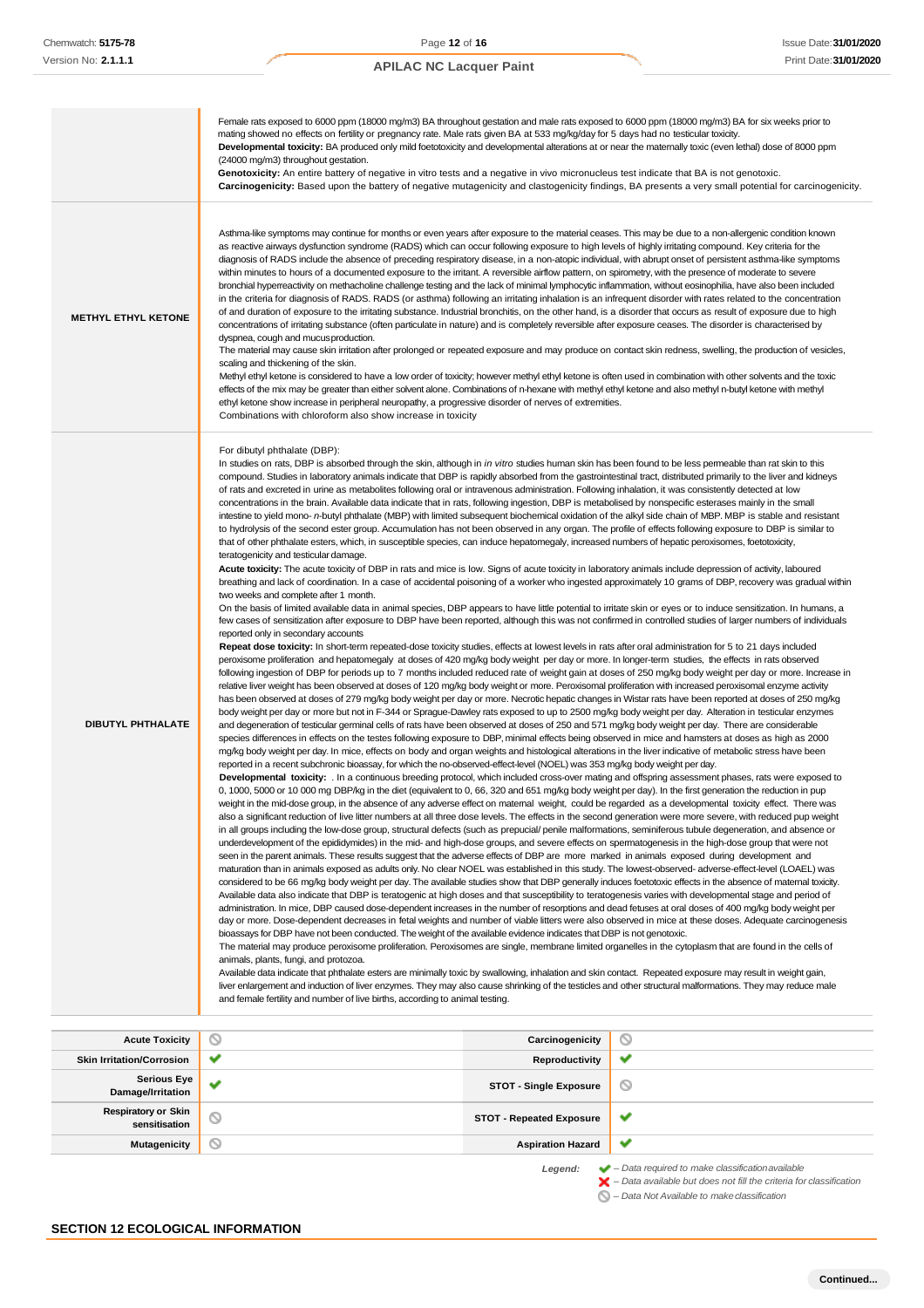| | |
|---|---|
| | Female rats exposed to 6000 ppm (18000 mg/m3) BA throughout gestation and male rats exposed to 6000 ppm (18000 mg/m3) BA for six weeks prior to mating showed no effects on fertility or pregnancy rate. Male rats given BA at 533 mg/kg/day for 5 days had no testicular toxicity. **Developmental toxicity:** BA produced only mild foetotoxicity and developmental alterations at or near the maternally toxic (even lethal) dose of 8000 ppm (24000 mg/m3) throughout gestation. **Genotoxicity:** An entire battery of negative in vitro tests and a negative in vivo micronucleus test indicate that BA is not genotoxic. **Carcinogenicity:** Based upon the battery of negative mutagenicity and clastogenicity findings, BA presents a very small potential for carcinogenicity. |
| **METHYL ETHYL KETONE** | Asthma-like symptoms may continue for months or even years after exposure to the material ceases. This may be due to a non-allergenic condition known as reactive airways dysfunction syndrome (RADS) which can occur following exposure to high levels of highly irritating compound. Key criteria for the diagnosis of RADS include the absence of preceding respiratory disease, in a non-atopic individual, with abrupt onset of persistent asthma-like symptoms within minutes to hours of a documented exposure to the irritant. A reversible airflow pattern, on spirometry, with the presence of moderate to severe bronchial hyperreactivity on methacholine challenge testing and the lack of minimal lymphocytic inflammation, without eosinophilia, have also been included in the criteria for diagnosis of RADS. RADS (or asthma) following an irritating inhalation is an infrequent disorder with rates related to the concentration of and duration of exposure to the irritating substance. Industrial bronchitis, on the other hand, is a disorder that occurs as result of exposure due to high concentrations of irritating substance (often particulate in nature) and is completely reversible after exposure ceases. The disorder is characterised by dyspnea, cough and mucus production.<br>The material may cause skin irritation after prolonged or repeated exposure and may produce on contact skin redness, swelling, the production of vesicles, scaling and thickening of the skin.<br>Methyl ethyl ketone is considered to have a low order of toxicity; however methyl ethyl ketone is often used in combination with other solvents and the toxic effects of the mix may be greater than either solvent alone. Combinations of n-hexane with methyl ethyl ketone and also methyl n-butyl ketone with methyl ethyl ketone show increase in peripheral neuropathy, a progressive disorder of nerves of extremities.<br>Combinations with chloroform also show increase in toxicity |
| **DIBUTYL PHTHALATE** | For dibutyl phthalate (DBP):<br>In studies on rats, DBP is absorbed through the skin, although in *in vitro* studies human skin has been found to be less permeable than rat skin to this compound. Studies in laboratory animals indicate that DBP is rapidly absorbed from the gastrointestinal tract, distributed primarily to the liver and kidneys of rats and excreted in urine as metabolites following oral or intravenous administration. Following inhalation, it was consistently detected at low concentrations in the brain. Available data indicate that in rats, following ingestion, DBP is metabolised by nonspecific esterases mainly in the small intestine to yield mono- *n*-butyl phthalate (MBP) with limited subsequent biochemical oxidation of the alkyl side chain of MBP. MBP is stable and resistant to hydrolysis of the second ester group. Accumulation has not been observed in any organ. The profile of effects following exposure to DBP is similar to that of other phthalate esters, which, in susceptible species, can induce hepatomegaly, increased numbers of hepatic peroxisomes, foetotoxicity, teratogenicity and testicular damage.<br>**Acute toxicity:** The acute toxicity of DBP in rats and mice is low. Signs of acute toxicity in laboratory animals include depression of activity, laboured breathing and lack of coordination. In a case of accidental poisoning of a worker who ingested approximately 10 grams of DBP, recovery was gradual within two weeks and complete after 1 month.<br>On the basis of limited available data in animal species, DBP appears to have little potential to irritate skin or eyes or to induce sensitization. In humans, a few cases of sensitization after exposure to DBP have been reported, although this was not confirmed in controlled studies of larger numbers of individuals reported only in secondary accounts<br>**Repeat dose toxicity:** In short-term repeated-dose toxicity studies, effects at lowest levels in rats after oral administration for 5 to 21 days included peroxisome proliferation and hepatomegaly at doses of 420 mg/kg body weight per day or more. In longer-term studies, the effects in rats observed following ingestion of DBP for periods up to 7 months included reduced rate of weight gain at doses of 250 mg/kg body weight per day or more. Increase in relative liver weight has been observed at doses of 120 mg/kg body weight or more. Peroxisomal proliferation with increased peroxisomal enzyme activity has been observed at doses of 279 mg/kg body weight per day or more. Necrotic hepatic changes in Wistar rats have been reported at doses of 250 mg/kg body weight per day or more but not in F-344 or Sprague-Dawley rats exposed to up to 2500 mg/kg body weight per day. Alteration in testicular enzymes and degeneration of testicular germinal cells of rats have been observed at doses of 250 and 571 mg/kg body weight per day. There are considerable species differences in effects on the testes following exposure to DBP, minimal effects being observed in mice and hamsters at doses as high as 2000 mg/kg body weight per day. In mice, effects on body and organ weights and histological alterations in the liver indicative of metabolic stress have been reported in a recent subchronic bioassay, for which the no-observed-effect-level (NOEL) was 353 mg/kg body weight per day.<br>**Developmental toxicity:** . In a continuous breeding protocol, which included cross-over mating and offspring assessment phases, rats were exposed to 0, 1000, 5000 or 10 000 mg DBP/kg in the diet (equivalent to 0, 66, 320 and 651 mg/kg body weight per day). In the first generation the reduction in pup weight in the mid-dose group, in the absence of any adverse effect on maternal weight, could be regarded as a developmental toxicity effect. There was also a significant reduction of live litter numbers at all three dose levels. The effects in the second generation were more severe, with reduced pup weight in all groups including the low-dose group, structural defects (such as prepucial/ penile malformations, seminiferous tubule degeneration, and absence or underdevelopment of the epididymides) in the mid- and high-dose groups, and severe effects on spermatogenesis in the high-dose group that were not seen in the parent animals. These results suggest that the adverse effects of DBP are more marked in animals exposed during development and maturation than in animals exposed as adults only. No clear NOEL was established in this study. The lowest-observed- adverse-effect-level (LOAEL) was considered to be 66 mg/kg body weight per day. The available studies show that DBP generally induces foetotoxic effects in the absence of maternal toxicity. Available data also indicate that DBP is teratogenic at high doses and that susceptibility to teratogenesis varies with developmental stage and period of administration. In mice, DBP caused dose-dependent increases in the number of resorptions and dead fetuses at oral doses of 400 mg/kg body weight per day or more. Dose-dependent decreases in fetal weights and number of viable litters were also observed in mice at these doses. Adequate carcinogenesis bioassays for DBP have not been conducted. The weight of the available evidence indicates that DBP is not genotoxic.<br>The material may produce peroxisome proliferation. Peroxisomes are single, membrane limited organelles in the cytoplasm that are found in the cells of animals, plants, fungi, and protozoa.<br>Available data indicate that phthalate esters are minimally toxic by swallowing, inhalation and skin contact. Repeated exposure may result in weight gain, liver enlargement and induction of liver enzymes. They may also cause shrinking of the testicles and other structural malformations. They may reduce male and female fertility and number of live births, according to animal testing. |

| | | | |
|---|---|---|---|
| **Acute Toxicity** | ⃠ | **Carcinogenicity** | ⃠ |
| **Skin Irritation/Corrosion** | ✔ | **Reproductivity** | ✔ |
| **Serious Eye Damage/Irritation** | ✔ | **STOT - Single Exposure** | ⃠ |
| **Respiratory or Skin sensitisation** | ⃠ | **STOT - Repeated Exposure** | ✔ |
| **Mutagenicity** | ⃠ | **Aspiration Hazard** | ✔ |

*Legend:*
✔ *– Data required to make classification available*
✘ *– Data available but does not fill the criteria for classification*
⃠ *– Data Not Available to make classification*

## SECTION 12 ECOLOGICAL INFORMATION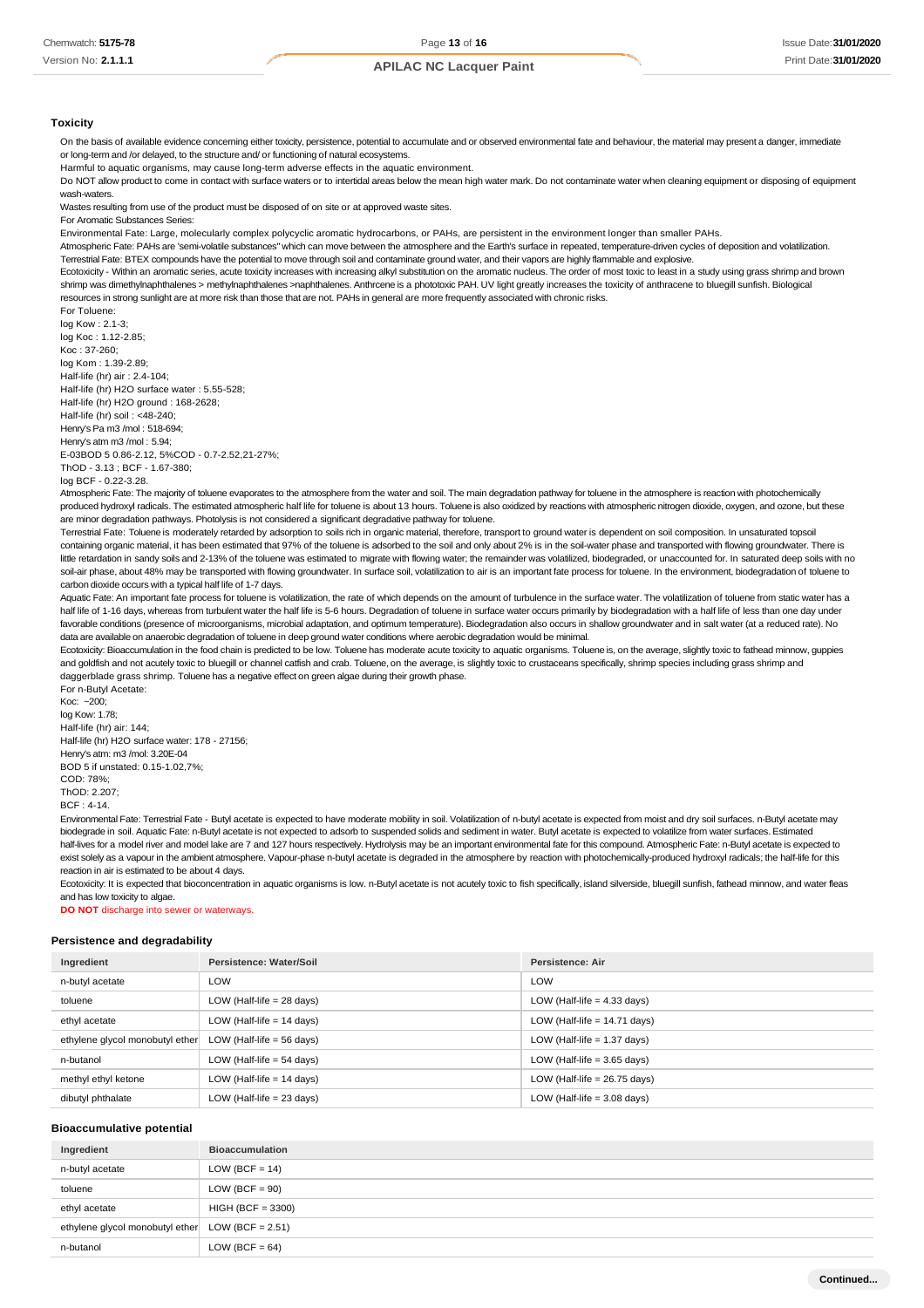### Toxicity

On the basis of available evidence concerning either toxicity, persistence, potential to accumulate and or observed environmental fate and behaviour, the material may present a danger, immediate or long-term and /or delayed, to the structure and/ or functioning of natural ecosystems.
Harmful to aquatic organisms, may cause long-term adverse effects in the aquatic environment.
Do NOT allow product to come in contact with surface waters or to intertidal areas below the mean high water mark. Do not contaminate water when cleaning equipment or disposing of equipment wash-waters.
Wastes resulting from use of the product must be disposed of on site or at approved waste sites.
For Aromatic Substances Series:
Environmental Fate: Large, molecularly complex polycyclic aromatic hydrocarbons, or PAHs, are persistent in the environment longer than smaller PAHs.
Atmospheric Fate: PAHs are 'semi-volatile substances" which can move between the atmosphere and the Earth's surface in repeated, temperature-driven cycles of deposition and volatilization.
Terrestrial Fate: BTEX compounds have the potential to move through soil and contaminate ground water, and their vapors are highly flammable and explosive.
Ecotoxicity - Within an aromatic series, acute toxicity increases with increasing alkyl substitution on the aromatic nucleus. The order of most toxic to least in a study using grass shrimp and brown shrimp was dimethylnaphthalenes > methylnaphthalenes >naphthalenes. Anthrcene is a phototoxic PAH. UV light greatly increases the toxicity of anthracene to bluegill sunfish. Biological resources in strong sunlight are at more risk than those that are not. PAHs in general are more frequently associated with chronic risks.
For Toluene:
log Kow : 2.1-3;
log Koc : 1.12-2.85;
Koc : 37-260;
log Kom : 1.39-2.89;
Half-life (hr) air : 2.4-104;
Half-life (hr) H2O surface water : 5.55-528;
Half-life (hr) H2O ground : 168-2628;
Half-life (hr) soil : <48-240;
Henry's Pa m3 /mol : 518-694;
Henry's atm m3 /mol : 5.94;
E-03BOD 5 0.86-2.12, 5%COD - 0.7-2.52,21-27%;
ThOD - 3.13 ; BCF - 1.67-380;
log BCF - 0.22-3.28.
Atmospheric Fate: The majority of toluene evaporates to the atmosphere from the water and soil. The main degradation pathway for toluene in the atmosphere is reaction with photochemically produced hydroxyl radicals. The estimated atmospheric half life for toluene is about 13 hours. Toluene is also oxidized by reactions with atmospheric nitrogen dioxide, oxygen, and ozone, but these are minor degradation pathways. Photolysis is not considered a significant degradative pathway for toluene.
Terrestrial Fate: Toluene is moderately retarded by adsorption to soils rich in organic material, therefore, transport to ground water is dependent on soil composition. In unsaturated topsoil containing organic material, it has been estimated that 97% of the toluene is adsorbed to the soil and only about 2% is in the soil-water phase and transported with flowing groundwater. There is little retardation in sandy soils and 2-13% of the toluene was estimated to migrate with flowing water; the remainder was volatilized, biodegraded, or unaccounted for. In saturated deep soils with no soil-air phase, about 48% may be transported with flowing groundwater. In surface soil, volatilization to air is an important fate process for toluene. In the environment, biodegradation of toluene to carbon dioxide occurs with a typical half life of 1-7 days.
Aquatic Fate: An important fate process for toluene is volatilization, the rate of which depends on the amount of turbulence in the surface water. The volatilization of toluene from static water has a half life of 1-16 days, whereas from turbulent water the half life is 5-6 hours. Degradation of toluene in surface water occurs primarily by biodegradation with a half life of less than one day under favorable conditions (presence of microorganisms, microbial adaptation, and optimum temperature). Biodegradation also occurs in shallow groundwater and in salt water (at a reduced rate). No data are available on anaerobic degradation of toluene in deep ground water conditions where aerobic degradation would be minimal.
Ecotoxicity: Bioaccumulation in the food chain is predicted to be low. Toluene has moderate acute toxicity to aquatic organisms. Toluene is, on the average, slightly toxic to fathead minnow, guppies and goldfish and not acutely toxic to bluegill or channel catfish and crab. Toluene, on the average, is slightly toxic to crustaceans specifically, shrimp species including grass shrimp and daggerblade grass shrimp. Toluene has a negative effect on green algae during their growth phase.
For n-Butyl Acetate:
Koc: ~200;
log Kow: 1.78;
Half-life (hr) air: 144;
Half-life (hr) H2O surface water: 178 - 27156;
Henry's atm: m3 /mol: 3.20E-04
BOD 5 if unstated: 0.15-1.02,7%;
COD: 78%;
ThOD: 2.207;
BCF : 4-14.
Environmental Fate: Terrestrial Fate - Butyl acetate is expected to have moderate mobility in soil. Volatilization of n-butyl acetate is expected from moist and dry soil surfaces. n-Butyl acetate may biodegrade in soil. Aquatic Fate: n-Butyl acetate is not expected to adsorb to suspended solids and sediment in water. Butyl acetate is expected to volatilize from water surfaces. Estimated half-lives for a model river and model lake are 7 and 127 hours respectively. Hydrolysis may be an important environmental fate for this compound. Atmospheric Fate: n-Butyl acetate is expected to exist solely as a vapour in the ambient atmosphere. Vapour-phase n-butyl acetate is degraded in the atmosphere by reaction with photochemically-produced hydroxyl radicals; the half-life for this reaction in air is estimated to be about 4 days.
Ecotoxicity: It is expected that bioconcentration in aquatic organisms is low. n-Butyl acetate is not acutely toxic to fish specifically, island silverside, bluegill sunfish, fathead minnow, and water fleas and has low toxicity to algae.
**DO NOT** discharge into sewer or waterways.

### Persistence and degradability

| Ingredient | Persistence: Water/Soil | Persistence: Air |
|---|---|---|
| n-butyl acetate | LOW | LOW |
| toluene | LOW (Half-life = 28 days) | LOW (Half-life = 4.33 days) |
| ethyl acetate | LOW (Half-life = 14 days) | LOW (Half-life = 14.71 days) |
| ethylene glycol monobutyl ether | LOW (Half-life = 56 days) | LOW (Half-life = 1.37 days) |
| n-butanol | LOW (Half-life = 54 days) | LOW (Half-life = 3.65 days) |
| methyl ethyl ketone | LOW (Half-life = 14 days) | LOW (Half-life = 26.75 days) |
| dibutyl phthalate | LOW (Half-life = 23 days) | LOW (Half-life = 3.08 days) |

### Bioaccumulative potential

| Ingredient | Bioaccumulation |
|---|---|
| n-butyl acetate | LOW (BCF = 14) |
| toluene | LOW (BCF = 90) |
| ethyl acetate | HIGH (BCF = 3300) |
| ethylene glycol monobutyl ether | LOW (BCF = 2.51) |
| n-butanol | LOW (BCF = 64) |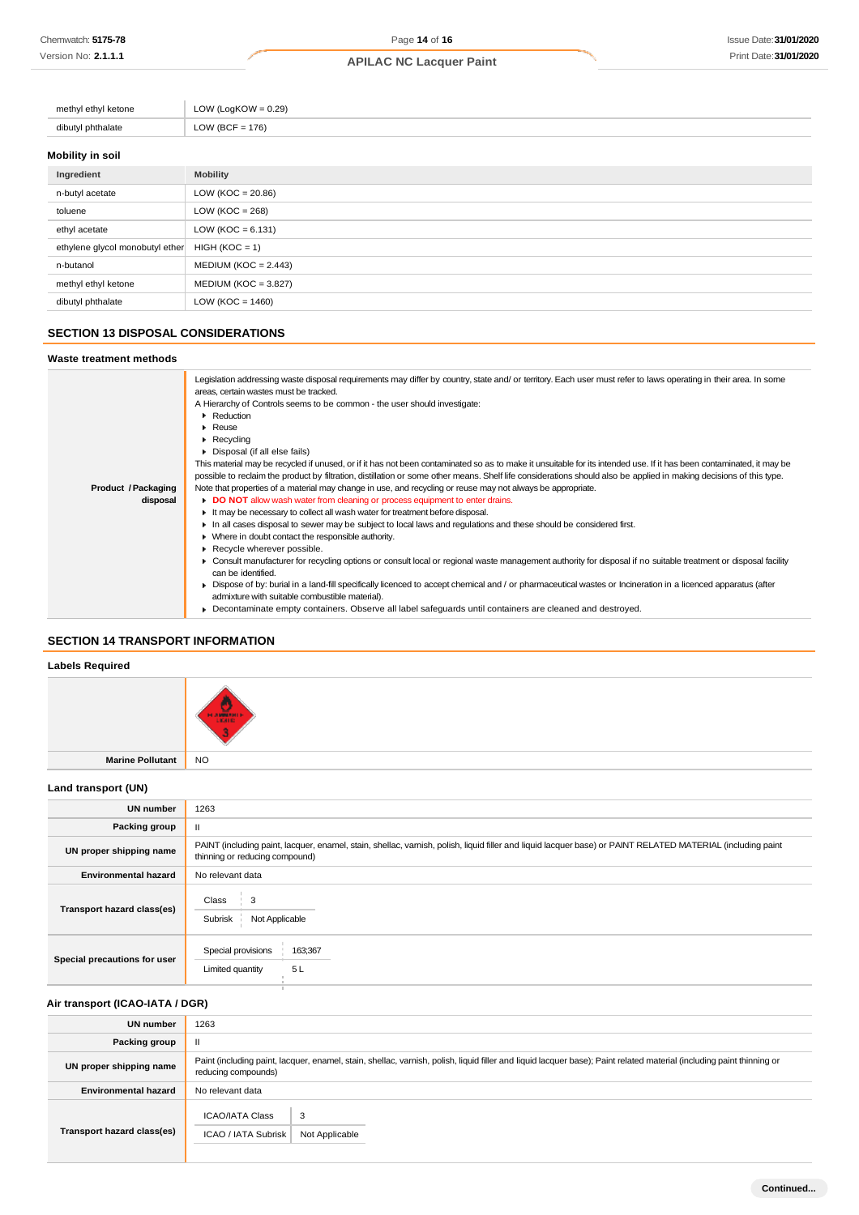| | |
|---|---|
| methyl ethyl ketone | LOW (LogKOW = 0.29) |
| dibutyl phthalate | LOW (BCF = 176) |

### Mobility in soil

| Ingredient | Mobility |
|---|---|
| n-butyl acetate | LOW (KOC = 20.86) |
| toluene | LOW (KOC = 268) |
| ethyl acetate | LOW (KOC = 6.131) |
| ethylene glycol monobutyl ether | HIGH (KOC = 1) |
| n-butanol | MEDIUM (KOC = 2.443) |
| methyl ethyl ketone | MEDIUM (KOC = 3.827) |
| dibutyl phthalate | LOW (KOC = 1460) |

## SECTION 13 DISPOSAL CONSIDERATIONS

### Waste treatment methods

| | |
|---|---|
| **Product / Packaging disposal** | Legislation addressing waste disposal requirements may differ by country, state and/ or territory. Each user must refer to laws operating in their area. In some areas, certain wastes must be tracked.<br>A Hierarchy of Controls seems to be common - the user should investigate:<br>▸ Reduction<br>▸ Reuse<br>▸ Recycling<br>▸ Disposal (if all else fails)<br>This material may be recycled if unused, or if it has not been contaminated so as to make it unsuitable for its intended use. If it has been contaminated, it may be possible to reclaim the product by filtration, distillation or some other means. Shelf life considerations should also be applied in making decisions of this type. Note that properties of a material may change in use, and recycling or reuse may not always be appropriate.<br>▸ **DO NOT** allow wash water from cleaning or process equipment to enter drains.<br>▸ It may be necessary to collect all wash water for treatment before disposal.<br>▸ In all cases disposal to sewer may be subject to local laws and regulations and these should be considered first.<br>▸ Where in doubt contact the responsible authority.<br>▸ Recycle wherever possible.<br>▸ Consult manufacturer for recycling options or consult local or regional waste management authority for disposal if no suitable treatment or disposal facility can be identified.<br>▸ Dispose of by: burial in a land-fill specifically licenced to accept chemical and / or pharmaceutical wastes or Incineration in a licenced apparatus (after admixture with suitable combustible material).<br>▸ Decontaminate empty containers. Observe all label safeguards until containers are cleaned and destroyed. |

## SECTION 14 TRANSPORT INFORMATION

### Labels Required

| | |
|---|---|
| | FLAMMABLE LIQUID 3 |
| **Marine Pollutant** | NO |

### Land transport (UN)

| | |
|---|---|
| **UN number** | 1263 |
| **Packing group** | II |
| **UN proper shipping name** | PAINT (including paint, lacquer, enamel, stain, shellac, varnish, polish, liquid filler and liquid lacquer base) or PAINT RELATED MATERIAL (including paint thinning or reducing compound) |
| **Environmental hazard** | No relevant data |
| **Transport hazard class(es)** | Class: 3<br>Subrisk: Not Applicable |
| **Special precautions for user** | Special provisions: 163;367<br>Limited quantity: 5 L |

### Air transport (ICAO-IATA / DGR)

| | |
|---|---|
| **UN number** | 1263 |
| **Packing group** | II |
| **UN proper shipping name** | Paint (including paint, lacquer, enamel, stain, shellac, varnish, polish, liquid filler and liquid lacquer base); Paint related material (including paint thinning or reducing compounds) |
| **Environmental hazard** | No relevant data |
| **Transport hazard class(es)** | ICAO/IATA Class: 3<br>ICAO / IATA Subrisk: Not Applicable |

Continued...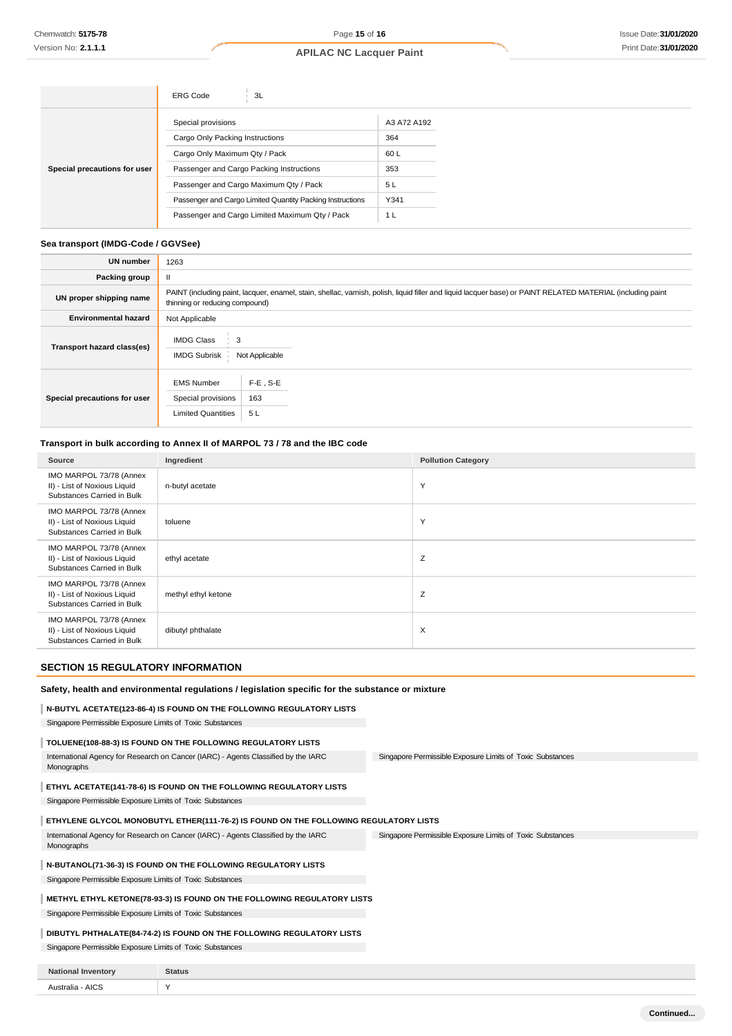| | | |
|---|---|---|
| | ERG Code | 3L |
| Special precautions for user | Special provisions | A3 A72 A192 |
| | Cargo Only Packing Instructions | 364 |
| | Cargo Only Maximum Qty / Pack | 60 L |
| | Passenger and Cargo Packing Instructions | 353 |
| | Passenger and Cargo Maximum Qty / Pack | 5 L |
| | Passenger and Cargo Limited Quantity Packing Instructions | Y341 |
| | Passenger and Cargo Limited Maximum Qty / Pack | 1 L |

### Sea transport (IMDG-Code / GGVSee)

| | |
|---|---|
| **UN number** | 1263 |
| **Packing group** | II |
| **UN proper shipping name** | PAINT (including paint, lacquer, enamel, stain, shellac, varnish, polish, liquid filler and liquid lacquer base) or PAINT RELATED MATERIAL (including paint thinning or reducing compound) |
| **Environmental hazard** | Not Applicable |
| **Transport hazard class(es)** | IMDG Class: 3<br>IMDG Subrisk: Not Applicable |
| **Special precautions for user** | EMS Number: F-E , S-E<br>Special provisions: 163<br>Limited Quantities: 5 L |

### Transport in bulk according to Annex II of MARPOL 73 / 78 and the IBC code

| Source | Ingredient | Pollution Category |
|---|---|---|
| IMO MARPOL 73/78 (Annex II) - List of Noxious Liquid Substances Carried in Bulk | n-butyl acetate | Y |
| IMO MARPOL 73/78 (Annex II) - List of Noxious Liquid Substances Carried in Bulk | toluene | Y |
| IMO MARPOL 73/78 (Annex II) - List of Noxious Liquid Substances Carried in Bulk | ethyl acetate | Z |
| IMO MARPOL 73/78 (Annex II) - List of Noxious Liquid Substances Carried in Bulk | methyl ethyl ketone | Z |
| IMO MARPOL 73/78 (Annex II) - List of Noxious Liquid Substances Carried in Bulk | dibutyl phthalate | X |

## SECTION 15 REGULATORY INFORMATION

### Safety, health and environmental regulations / legislation specific for the substance or mixture

**N-BUTYL ACETATE(123-86-4) IS FOUND ON THE FOLLOWING REGULATORY LISTS**

Singapore Permissible Exposure Limits of Toxic Substances

**TOLUENE(108-88-3) IS FOUND ON THE FOLLOWING REGULATORY LISTS**

International Agency for Research on Cancer (IARC) - Agents Classified by the IARC Monographs

Singapore Permissible Exposure Limits of Toxic Substances

**ETHYL ACETATE(141-78-6) IS FOUND ON THE FOLLOWING REGULATORY LISTS**

Singapore Permissible Exposure Limits of Toxic Substances

**ETHYLENE GLYCOL MONOBUTYL ETHER(111-76-2) IS FOUND ON THE FOLLOWING REGULATORY LISTS**

International Agency for Research on Cancer (IARC) - Agents Classified by the IARC Monographs

Singapore Permissible Exposure Limits of Toxic Substances

**N-BUTANOL(71-36-3) IS FOUND ON THE FOLLOWING REGULATORY LISTS**

Singapore Permissible Exposure Limits of Toxic Substances

**METHYL ETHYL KETONE(78-93-3) IS FOUND ON THE FOLLOWING REGULATORY LISTS**

Singapore Permissible Exposure Limits of Toxic Substances

**DIBUTYL PHTHALATE(84-74-2) IS FOUND ON THE FOLLOWING REGULATORY LISTS**

Singapore Permissible Exposure Limits of Toxic Substances

| National Inventory | Status |
|---|---|
| Australia - AICS | Y |

Continued...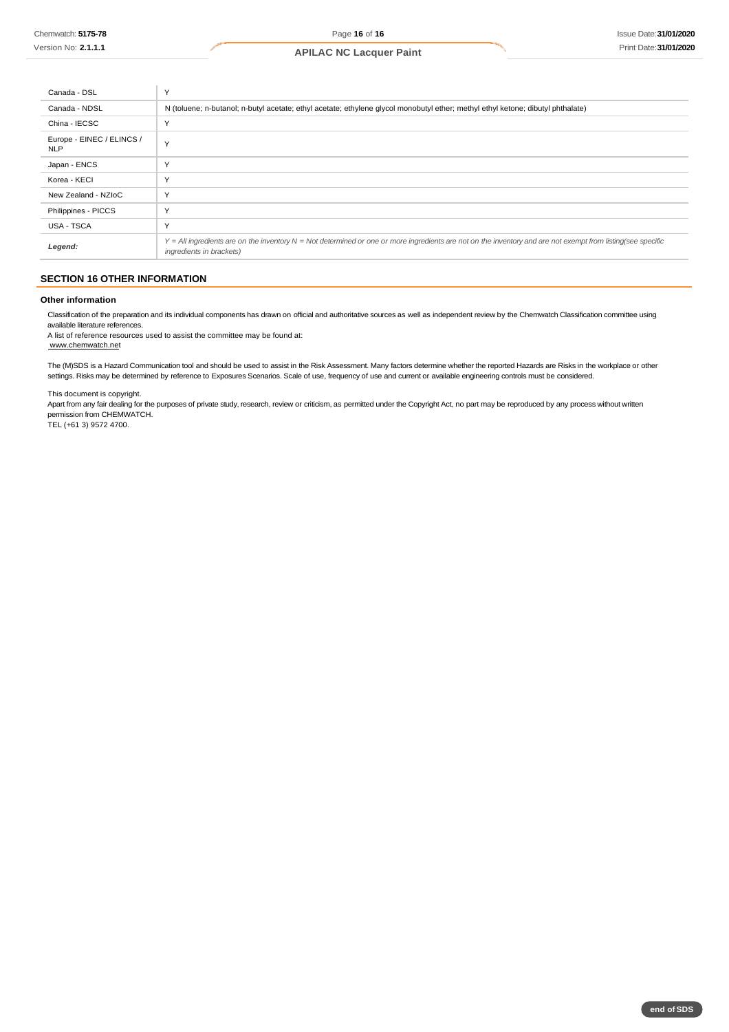| | |
|---|---|
| Canada - DSL | Y |
| Canada - NDSL | N (toluene; n-butanol; n-butyl acetate; ethyl acetate; ethylene glycol monobutyl ether; methyl ethyl ketone; dibutyl phthalate) |
| China - IECSC | Y |
| Europe - EINEC / ELINCS / NLP | Y |
| Japan - ENCS | Y |
| Korea - KECI | Y |
| New Zealand - NZIoC | Y |
| Philippines - PICCS | Y |
| USA - TSCA | Y |
| ***Legend:*** | *Y = All ingredients are on the inventory N = Not determined or one or more ingredients are not on the inventory and are not exempt from listing(see specific ingredients in brackets)* |

## SECTION 16 OTHER INFORMATION

### Other information

Classification of the preparation and its individual components has drawn on official and authoritative sources as well as independent review by the Chemwatch Classification committee using available literature references.

A list of reference resources used to assist the committee may be found at:

www.chemwatch.net

The (M)SDS is a Hazard Communication tool and should be used to assist in the Risk Assessment. Many factors determine whether the reported Hazards are Risks in the workplace or other settings. Risks may be determined by reference to Exposures Scenarios. Scale of use, frequency of use and current or available engineering controls must be considered.

This document is copyright.

Apart from any fair dealing for the purposes of private study, research, review or criticism, as permitted under the Copyright Act, no part may be reproduced by any process without written permission from CHEMWATCH.

TEL (+61 3) 9572 4700.

end of SDS